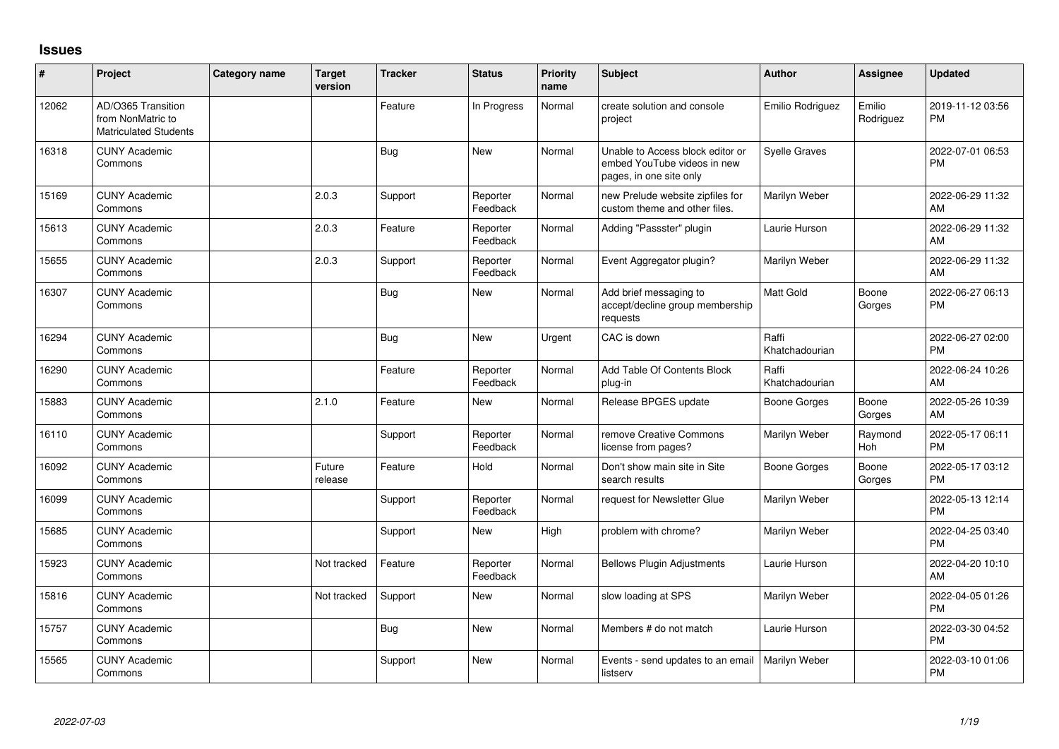# Issues

| # | Project | Category name | Target version | Tracker | Status | Priority name | Subject | Author | Assignee | Updated |
|---|---|---|---|---|---|---|---|---|---|---|
| 12062 | AD/O365 Transition from NonMatric to Matriculated Students | | | Feature | In Progress | Normal | create solution and console project | Emilio Rodriguez | Emilio Rodriguez | 2019-11-12 03:56 PM |
| 16318 | CUNY Academic Commons | | | Bug | New | Normal | Unable to Access block editor or embed YouTube videos in new pages, in one site only | Syelle Graves | | 2022-07-01 06:53 PM |
| 15169 | CUNY Academic Commons | | 2.0.3 | Support | Reporter Feedback | Normal | new Prelude website zipfiles for custom theme and other files. | Marilyn Weber | | 2022-06-29 11:32 AM |
| 15613 | CUNY Academic Commons | | 2.0.3 | Feature | Reporter Feedback | Normal | Adding "Passster" plugin | Laurie Hurson | | 2022-06-29 11:32 AM |
| 15655 | CUNY Academic Commons | | 2.0.3 | Support | Reporter Feedback | Normal | Event Aggregator plugin? | Marilyn Weber | | 2022-06-29 11:32 AM |
| 16307 | CUNY Academic Commons | | | Bug | New | Normal | Add brief messaging to accept/decline group membership requests | Matt Gold | Boone Gorges | 2022-06-27 06:13 PM |
| 16294 | CUNY Academic Commons | | | Bug | New | Urgent | CAC is down | Raffi Khatchadourian | | 2022-06-27 02:00 PM |
| 16290 | CUNY Academic Commons | | | Feature | Reporter Feedback | Normal | Add Table Of Contents Block plug-in | Raffi Khatchadourian | | 2022-06-24 10:26 AM |
| 15883 | CUNY Academic Commons | | 2.1.0 | Feature | New | Normal | Release BPGES update | Boone Gorges | Boone Gorges | 2022-05-26 10:39 AM |
| 16110 | CUNY Academic Commons | | | Support | Reporter Feedback | Normal | remove Creative Commons license from pages? | Marilyn Weber | Raymond Hoh | 2022-05-17 06:11 PM |
| 16092 | CUNY Academic Commons | | Future release | Feature | Hold | Normal | Don't show main site in Site search results | Boone Gorges | Boone Gorges | 2022-05-17 03:12 PM |
| 16099 | CUNY Academic Commons | | | Support | Reporter Feedback | Normal | request for Newsletter Glue | Marilyn Weber | | 2022-05-13 12:14 PM |
| 15685 | CUNY Academic Commons | | | Support | New | High | problem with chrome? | Marilyn Weber | | 2022-04-25 03:40 PM |
| 15923 | CUNY Academic Commons | | Not tracked | Feature | Reporter Feedback | Normal | Bellows Plugin Adjustments | Laurie Hurson | | 2022-04-20 10:10 AM |
| 15816 | CUNY Academic Commons | | Not tracked | Support | New | Normal | slow loading at SPS | Marilyn Weber | | 2022-04-05 01:26 PM |
| 15757 | CUNY Academic Commons | | | Bug | New | Normal | Members # do not match | Laurie Hurson | | 2022-03-30 04:52 PM |
| 15565 | CUNY Academic Commons | | | Support | New | Normal | Events - send updates to an email listserv | Marilyn Weber | | 2022-03-10 01:06 PM |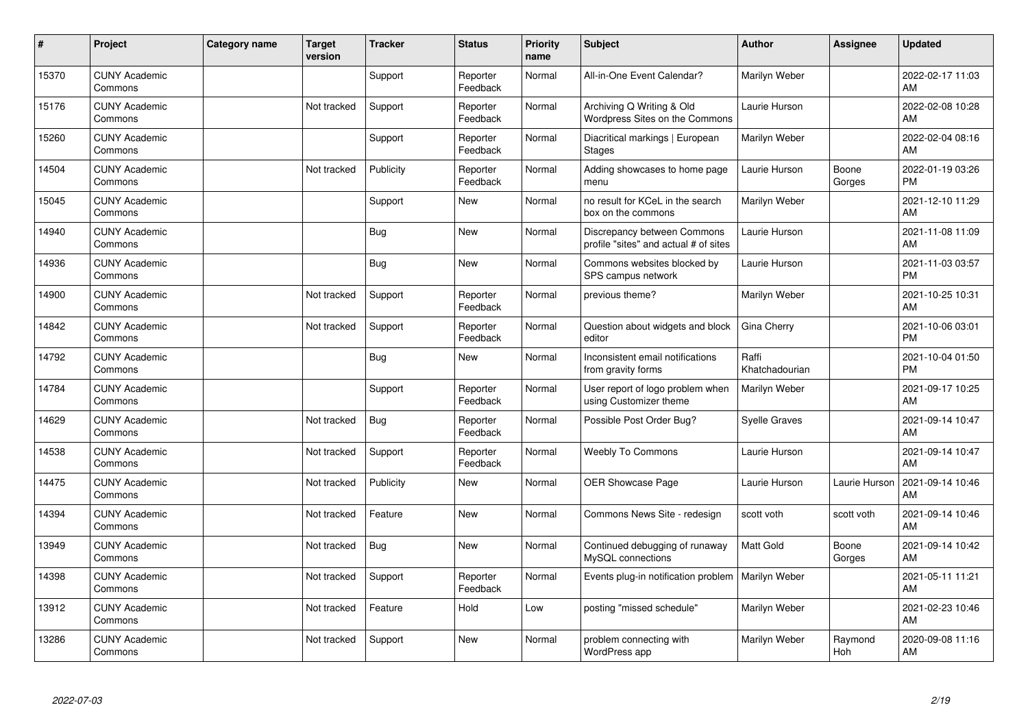| # | Project | Category name | Target version | Tracker | Status | Priority name | Subject | Author | Assignee | Updated |
| --- | --- | --- | --- | --- | --- | --- | --- | --- | --- | --- |
| 15370 | CUNY Academic Commons | | | Support | Reporter Feedback | Normal | All-in-One Event Calendar? | Marilyn Weber | | 2022-02-17 11:03 AM |
| 15176 | CUNY Academic Commons | | Not tracked | Support | Reporter Feedback | Normal | Archiving Q Writing & Old Wordpress Sites on the Commons | Laurie Hurson | | 2022-02-08 10:28 AM |
| 15260 | CUNY Academic Commons | | | Support | Reporter Feedback | Normal | Diacritical markings \| European Stages | Marilyn Weber | | 2022-02-04 08:16 AM |
| 14504 | CUNY Academic Commons | | Not tracked | Publicity | Reporter Feedback | Normal | Adding showcases to home page menu | Laurie Hurson | Boone Gorges | 2022-01-19 03:26 PM |
| 15045 | CUNY Academic Commons | | | Support | New | Normal | no result for KCeL in the search box on the commons | Marilyn Weber | | 2021-12-10 11:29 AM |
| 14940 | CUNY Academic Commons | | | Bug | New | Normal | Discrepancy between Commons profile "sites" and actual # of sites | Laurie Hurson | | 2021-11-08 11:09 AM |
| 14936 | CUNY Academic Commons | | | Bug | New | Normal | Commons websites blocked by SPS campus network | Laurie Hurson | | 2021-11-03 03:57 PM |
| 14900 | CUNY Academic Commons | | Not tracked | Support | Reporter Feedback | Normal | previous theme? | Marilyn Weber | | 2021-10-25 10:31 AM |
| 14842 | CUNY Academic Commons | | Not tracked | Support | Reporter Feedback | Normal | Question about widgets and block editor | Gina Cherry | | 2021-10-06 03:01 PM |
| 14792 | CUNY Academic Commons | | | Bug | New | Normal | Inconsistent email notifications from gravity forms | Raffi Khatchadourian | | 2021-10-04 01:50 PM |
| 14784 | CUNY Academic Commons | | | Support | Reporter Feedback | Normal | User report of logo problem when using Customizer theme | Marilyn Weber | | 2021-09-17 10:25 AM |
| 14629 | CUNY Academic Commons | | Not tracked | Bug | Reporter Feedback | Normal | Possible Post Order Bug? | Syelle Graves | | 2021-09-14 10:47 AM |
| 14538 | CUNY Academic Commons | | Not tracked | Support | Reporter Feedback | Normal | Weebly To Commons | Laurie Hurson | | 2021-09-14 10:47 AM |
| 14475 | CUNY Academic Commons | | Not tracked | Publicity | New | Normal | OER Showcase Page | Laurie Hurson | Laurie Hurson | 2021-09-14 10:46 AM |
| 14394 | CUNY Academic Commons | | Not tracked | Feature | New | Normal | Commons News Site - redesign | scott voth | scott voth | 2021-09-14 10:46 AM |
| 13949 | CUNY Academic Commons | | Not tracked | Bug | New | Normal | Continued debugging of runaway MySQL connections | Matt Gold | Boone Gorges | 2021-09-14 10:42 AM |
| 14398 | CUNY Academic Commons | | Not tracked | Support | Reporter Feedback | Normal | Events plug-in notification problem | Marilyn Weber | | 2021-05-11 11:21 AM |
| 13912 | CUNY Academic Commons | | Not tracked | Feature | Hold | Low | posting "missed schedule" | Marilyn Weber | | 2021-02-23 10:46 AM |
| 13286 | CUNY Academic Commons | | Not tracked | Support | New | Normal | problem connecting with WordPress app | Marilyn Weber | Raymond Hoh | 2020-09-08 11:16 AM |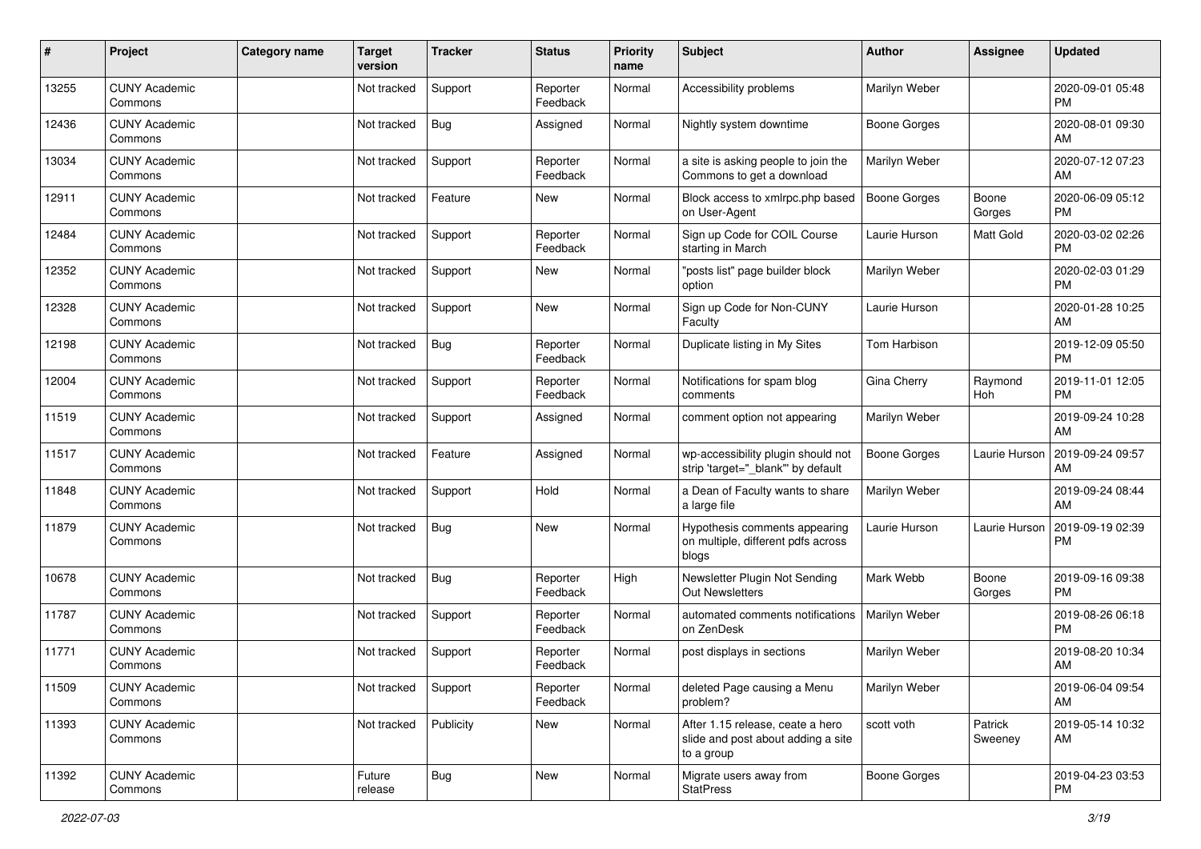| # | Project | Category name | Target version | Tracker | Status | Priority name | Subject | Author | Assignee | Updated |
|---|---|---|---|---|---|---|---|---|---|---|
| 13255 | CUNY Academic Commons | | Not tracked | Support | Reporter Feedback | Normal | Accessibility problems | Marilyn Weber | | 2020-09-01 05:48 PM |
| 12436 | CUNY Academic Commons | | Not tracked | Bug | Assigned | Normal | Nightly system downtime | Boone Gorges | | 2020-08-01 09:30 AM |
| 13034 | CUNY Academic Commons | | Not tracked | Support | Reporter Feedback | Normal | a site is asking people to join the Commons to get a download | Marilyn Weber | | 2020-07-12 07:23 AM |
| 12911 | CUNY Academic Commons | | Not tracked | Feature | New | Normal | Block access to xmlrpc.php based on User-Agent | Boone Gorges | Boone Gorges | 2020-06-09 05:12 PM |
| 12484 | CUNY Academic Commons | | Not tracked | Support | Reporter Feedback | Normal | Sign up Code for COIL Course starting in March | Laurie Hurson | Matt Gold | 2020-03-02 02:26 PM |
| 12352 | CUNY Academic Commons | | Not tracked | Support | New | Normal | "posts list" page builder block option | Marilyn Weber | | 2020-02-03 01:29 PM |
| 12328 | CUNY Academic Commons | | Not tracked | Support | New | Normal | Sign up Code for Non-CUNY Faculty | Laurie Hurson | | 2020-01-28 10:25 AM |
| 12198 | CUNY Academic Commons | | Not tracked | Bug | Reporter Feedback | Normal | Duplicate listing in My Sites | Tom Harbison | | 2019-12-09 05:50 PM |
| 12004 | CUNY Academic Commons | | Not tracked | Support | Reporter Feedback | Normal | Notifications for spam blog comments | Gina Cherry | Raymond Hoh | 2019-11-01 12:05 PM |
| 11519 | CUNY Academic Commons | | Not tracked | Support | Assigned | Normal | comment option not appearing | Marilyn Weber | | 2019-09-24 10:28 AM |
| 11517 | CUNY Academic Commons | | Not tracked | Feature | Assigned | Normal | wp-accessibility plugin should not strip 'target="_blank"' by default | Boone Gorges | Laurie Hurson | 2019-09-24 09:57 AM |
| 11848 | CUNY Academic Commons | | Not tracked | Support | Hold | Normal | a Dean of Faculty wants to share a large file | Marilyn Weber | | 2019-09-24 08:44 AM |
| 11879 | CUNY Academic Commons | | Not tracked | Bug | New | Normal | Hypothesis comments appearing on multiple, different pdfs across blogs | Laurie Hurson | Laurie Hurson | 2019-09-19 02:39 PM |
| 10678 | CUNY Academic Commons | | Not tracked | Bug | Reporter Feedback | High | Newsletter Plugin Not Sending Out Newsletters | Mark Webb | Boone Gorges | 2019-09-16 09:38 PM |
| 11787 | CUNY Academic Commons | | Not tracked | Support | Reporter Feedback | Normal | automated comments notifications on ZenDesk | Marilyn Weber | | 2019-08-26 06:18 PM |
| 11771 | CUNY Academic Commons | | Not tracked | Support | Reporter Feedback | Normal | post displays in sections | Marilyn Weber | | 2019-08-20 10:34 AM |
| 11509 | CUNY Academic Commons | | Not tracked | Support | Reporter Feedback | Normal | deleted Page causing a Menu problem? | Marilyn Weber | | 2019-06-04 09:54 AM |
| 11393 | CUNY Academic Commons | | Not tracked | Publicity | New | Normal | After 1.15 release, ceate a hero slide and post about adding a site to a group | scott voth | Patrick Sweeney | 2019-05-14 10:32 AM |
| 11392 | CUNY Academic Commons | | Future release | Bug | New | Normal | Migrate users away from StatPress | Boone Gorges | | 2019-04-23 03:53 PM |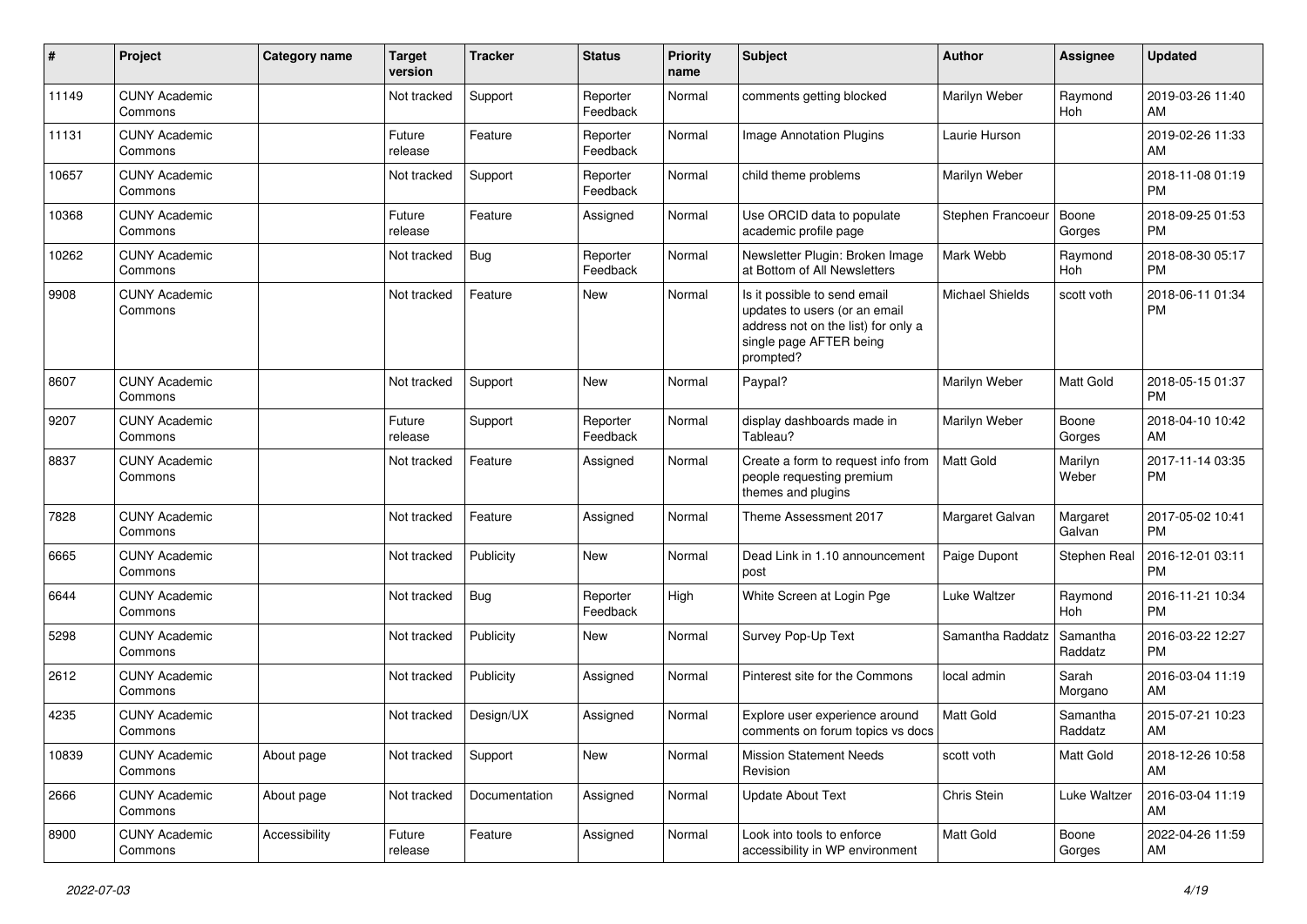| # | Project | Category name | Target version | Tracker | Status | Priority name | Subject | Author | Assignee | Updated |
|---|---|---|---|---|---|---|---|---|---|---|
| 11149 | CUNY Academic Commons | | Not tracked | Support | Reporter Feedback | Normal | comments getting blocked | Marilyn Weber | Raymond Hoh | 2019-03-26 11:40 AM |
| 11131 | CUNY Academic Commons | | Future release | Feature | Reporter Feedback | Normal | Image Annotation Plugins | Laurie Hurson | | 2019-02-26 11:33 AM |
| 10657 | CUNY Academic Commons | | Not tracked | Support | Reporter Feedback | Normal | child theme problems | Marilyn Weber | | 2018-11-08 01:19 PM |
| 10368 | CUNY Academic Commons | | Future release | Feature | Assigned | Normal | Use ORCID data to populate academic profile page | Stephen Francoeur | Boone Gorges | 2018-09-25 01:53 PM |
| 10262 | CUNY Academic Commons | | Not tracked | Bug | Reporter Feedback | Normal | Newsletter Plugin: Broken Image at Bottom of All Newsletters | Mark Webb | Raymond Hoh | 2018-08-30 05:17 PM |
| 9908 | CUNY Academic Commons | | Not tracked | Feature | New | Normal | Is it possible to send email updates to users (or an email address not on the list) for only a single page AFTER being prompted? | Michael Shields | scott voth | 2018-06-11 01:34 PM |
| 8607 | CUNY Academic Commons | | Not tracked | Support | New | Normal | Paypal? | Marilyn Weber | Matt Gold | 2018-05-15 01:37 PM |
| 9207 | CUNY Academic Commons | | Future release | Support | Reporter Feedback | Normal | display dashboards made in Tableau? | Marilyn Weber | Boone Gorges | 2018-04-10 10:42 AM |
| 8837 | CUNY Academic Commons | | Not tracked | Feature | Assigned | Normal | Create a form to request info from people requesting premium themes and plugins | Matt Gold | Marilyn Weber | 2017-11-14 03:35 PM |
| 7828 | CUNY Academic Commons | | Not tracked | Feature | Assigned | Normal | Theme Assessment 2017 | Margaret Galvan | Margaret Galvan | 2017-05-02 10:41 PM |
| 6665 | CUNY Academic Commons | | Not tracked | Publicity | New | Normal | Dead Link in 1.10 announcement post | Paige Dupont | Stephen Real | 2016-12-01 03:11 PM |
| 6644 | CUNY Academic Commons | | Not tracked | Bug | Reporter Feedback | High | White Screen at Login Pge | Luke Waltzer | Raymond Hoh | 2016-11-21 10:34 PM |
| 5298 | CUNY Academic Commons | | Not tracked | Publicity | New | Normal | Survey Pop-Up Text | Samantha Raddatz | Samantha Raddatz | 2016-03-22 12:27 PM |
| 2612 | CUNY Academic Commons | | Not tracked | Publicity | Assigned | Normal | Pinterest site for the Commons | local admin | Sarah Morgano | 2016-03-04 11:19 AM |
| 4235 | CUNY Academic Commons | | Not tracked | Design/UX | Assigned | Normal | Explore user experience around comments on forum topics vs docs | Matt Gold | Samantha Raddatz | 2015-07-21 10:23 AM |
| 10839 | CUNY Academic Commons | About page | Not tracked | Support | New | Normal | Mission Statement Needs Revision | scott voth | Matt Gold | 2018-12-26 10:58 AM |
| 2666 | CUNY Academic Commons | About page | Not tracked | Documentation | Assigned | Normal | Update About Text | Chris Stein | Luke Waltzer | 2016-03-04 11:19 AM |
| 8900 | CUNY Academic Commons | Accessibility | Future release | Feature | Assigned | Normal | Look into tools to enforce accessibility in WP environment | Matt Gold | Boone Gorges | 2022-04-26 11:59 AM |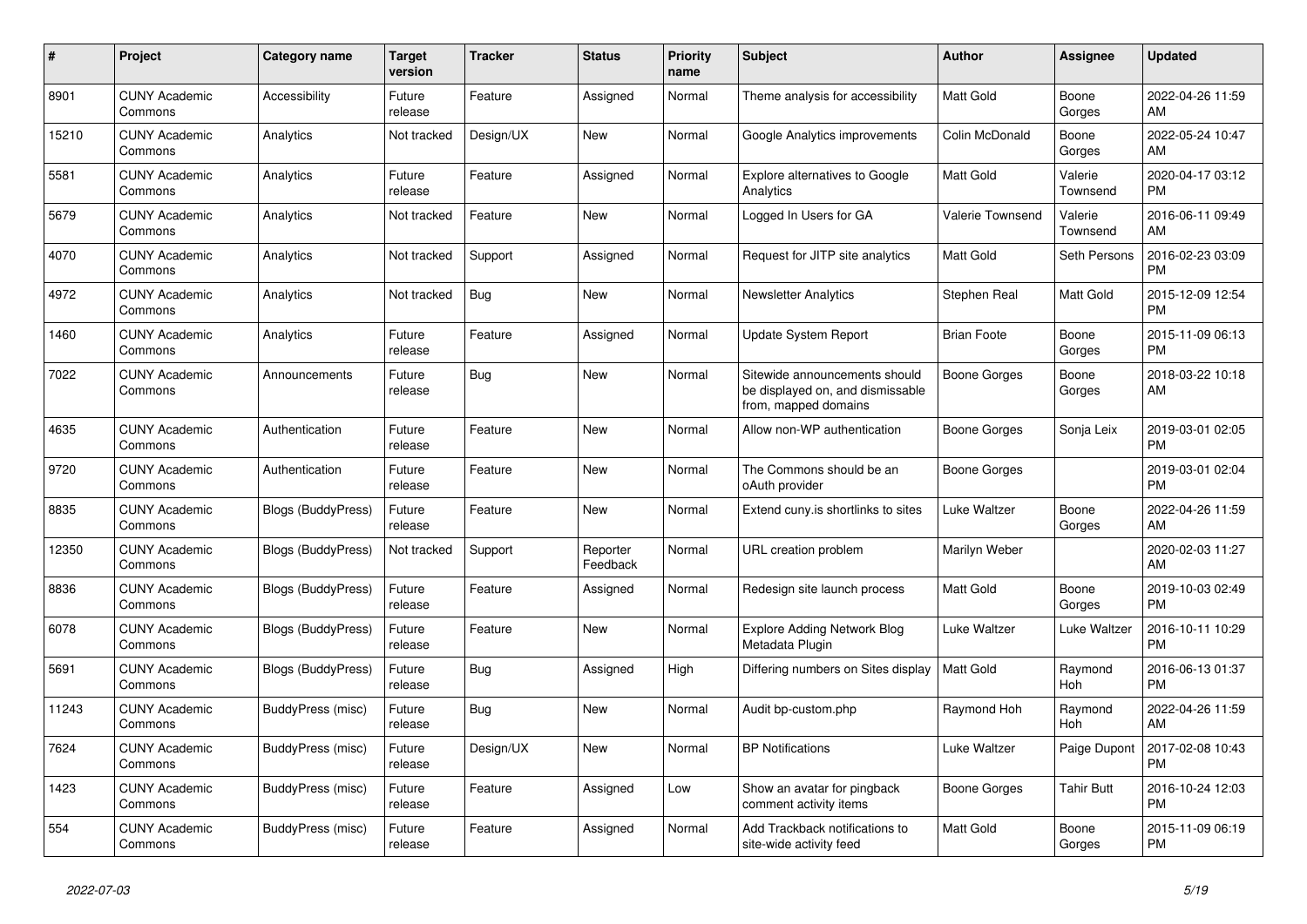| # | Project | Category name | Target version | Tracker | Status | Priority name | Subject | Author | Assignee | Updated |
|---|---|---|---|---|---|---|---|---|---|---|
| 8901 | CUNY Academic Commons | Accessibility | Future release | Feature | Assigned | Normal | Theme analysis for accessibility | Matt Gold | Boone Gorges | 2022-04-26 11:59 AM |
| 15210 | CUNY Academic Commons | Analytics | Not tracked | Design/UX | New | Normal | Google Analytics improvements | Colin McDonald | Boone Gorges | 2022-05-24 10:47 AM |
| 5581 | CUNY Academic Commons | Analytics | Future release | Feature | Assigned | Normal | Explore alternatives to Google Analytics | Matt Gold | Valerie Townsend | 2020-04-17 03:12 PM |
| 5679 | CUNY Academic Commons | Analytics | Not tracked | Feature | New | Normal | Logged In Users for GA | Valerie Townsend | Valerie Townsend | 2016-06-11 09:49 AM |
| 4070 | CUNY Academic Commons | Analytics | Not tracked | Support | Assigned | Normal | Request for JITP site analytics | Matt Gold | Seth Persons | 2016-02-23 03:09 PM |
| 4972 | CUNY Academic Commons | Analytics | Not tracked | Bug | New | Normal | Newsletter Analytics | Stephen Real | Matt Gold | 2015-12-09 12:54 PM |
| 1460 | CUNY Academic Commons | Analytics | Future release | Feature | Assigned | Normal | Update System Report | Brian Foote | Boone Gorges | 2015-11-09 06:13 PM |
| 7022 | CUNY Academic Commons | Announcements | Future release | Bug | New | Normal | Sitewide announcements should be displayed on, and dismissable from, mapped domains | Boone Gorges | Boone Gorges | 2018-03-22 10:18 AM |
| 4635 | CUNY Academic Commons | Authentication | Future release | Feature | New | Normal | Allow non-WP authentication | Boone Gorges | Sonja Leix | 2019-03-01 02:05 PM |
| 9720 | CUNY Academic Commons | Authentication | Future release | Feature | New | Normal | The Commons should be an oAuth provider | Boone Gorges | | 2019-03-01 02:04 PM |
| 8835 | CUNY Academic Commons | Blogs (BuddyPress) | Future release | Feature | New | Normal | Extend cuny.is shortlinks to sites | Luke Waltzer | Boone Gorges | 2022-04-26 11:59 AM |
| 12350 | CUNY Academic Commons | Blogs (BuddyPress) | Not tracked | Support | Reporter Feedback | Normal | URL creation problem | Marilyn Weber | | 2020-02-03 11:27 AM |
| 8836 | CUNY Academic Commons | Blogs (BuddyPress) | Future release | Feature | Assigned | Normal | Redesign site launch process | Matt Gold | Boone Gorges | 2019-10-03 02:49 PM |
| 6078 | CUNY Academic Commons | Blogs (BuddyPress) | Future release | Feature | New | Normal | Explore Adding Network Blog Metadata Plugin | Luke Waltzer | Luke Waltzer | 2016-10-11 10:29 PM |
| 5691 | CUNY Academic Commons | Blogs (BuddyPress) | Future release | Bug | Assigned | High | Differing numbers on Sites display | Matt Gold | Raymond Hoh | 2016-06-13 01:37 PM |
| 11243 | CUNY Academic Commons | BuddyPress (misc) | Future release | Bug | New | Normal | Audit bp-custom.php | Raymond Hoh | Raymond Hoh | 2022-04-26 11:59 AM |
| 7624 | CUNY Academic Commons | BuddyPress (misc) | Future release | Design/UX | New | Normal | BP Notifications | Luke Waltzer | Paige Dupont | 2017-02-08 10:43 PM |
| 1423 | CUNY Academic Commons | BuddyPress (misc) | Future release | Feature | Assigned | Low | Show an avatar for pingback comment activity items | Boone Gorges | Tahir Butt | 2016-10-24 12:03 PM |
| 554 | CUNY Academic Commons | BuddyPress (misc) | Future release | Feature | Assigned | Normal | Add Trackback notifications to site-wide activity feed | Matt Gold | Boone Gorges | 2015-11-09 06:19 PM |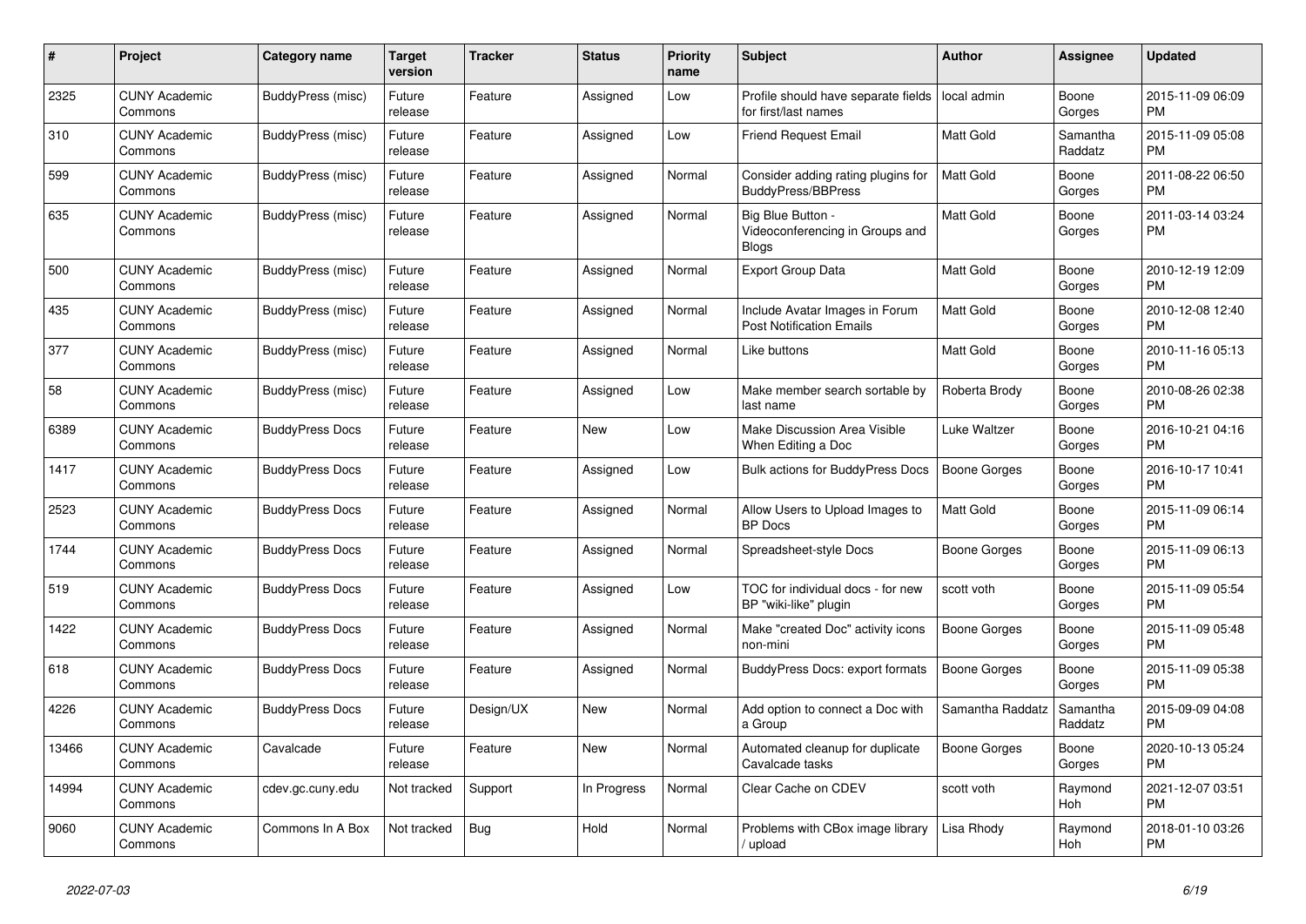| # | Project | Category name | Target version | Tracker | Status | Priority name | Subject | Author | Assignee | Updated |
|---|---|---|---|---|---|---|---|---|---|---|
| 2325 | CUNY Academic Commons | BuddyPress (misc) | Future release | Feature | Assigned | Low | Profile should have separate fields for first/last names | local admin | Boone Gorges | 2015-11-09 06:09 PM |
| 310 | CUNY Academic Commons | BuddyPress (misc) | Future release | Feature | Assigned | Low | Friend Request Email | Matt Gold | Samantha Raddatz | 2015-11-09 05:08 PM |
| 599 | CUNY Academic Commons | BuddyPress (misc) | Future release | Feature | Assigned | Normal | Consider adding rating plugins for BuddyPress/BBPress | Matt Gold | Boone Gorges | 2011-08-22 06:50 PM |
| 635 | CUNY Academic Commons | BuddyPress (misc) | Future release | Feature | Assigned | Normal | Big Blue Button - Videoconferencing in Groups and Blogs | Matt Gold | Boone Gorges | 2011-03-14 03:24 PM |
| 500 | CUNY Academic Commons | BuddyPress (misc) | Future release | Feature | Assigned | Normal | Export Group Data | Matt Gold | Boone Gorges | 2010-12-19 12:09 PM |
| 435 | CUNY Academic Commons | BuddyPress (misc) | Future release | Feature | Assigned | Normal | Include Avatar Images in Forum Post Notification Emails | Matt Gold | Boone Gorges | 2010-12-08 12:40 PM |
| 377 | CUNY Academic Commons | BuddyPress (misc) | Future release | Feature | Assigned | Normal | Like buttons | Matt Gold | Boone Gorges | 2010-11-16 05:13 PM |
| 58 | CUNY Academic Commons | BuddyPress (misc) | Future release | Feature | Assigned | Low | Make member search sortable by last name | Roberta Brody | Boone Gorges | 2010-08-26 02:38 PM |
| 6389 | CUNY Academic Commons | BuddyPress Docs | Future release | Feature | New | Low | Make Discussion Area Visible When Editing a Doc | Luke Waltzer | Boone Gorges | 2016-10-21 04:16 PM |
| 1417 | CUNY Academic Commons | BuddyPress Docs | Future release | Feature | Assigned | Low | Bulk actions for BuddyPress Docs | Boone Gorges | Boone Gorges | 2016-10-17 10:41 PM |
| 2523 | CUNY Academic Commons | BuddyPress Docs | Future release | Feature | Assigned | Normal | Allow Users to Upload Images to BP Docs | Matt Gold | Boone Gorges | 2015-11-09 06:14 PM |
| 1744 | CUNY Academic Commons | BuddyPress Docs | Future release | Feature | Assigned | Normal | Spreadsheet-style Docs | Boone Gorges | Boone Gorges | 2015-11-09 06:13 PM |
| 519 | CUNY Academic Commons | BuddyPress Docs | Future release | Feature | Assigned | Low | TOC for individual docs - for new BP "wiki-like" plugin | scott voth | Boone Gorges | 2015-11-09 05:54 PM |
| 1422 | CUNY Academic Commons | BuddyPress Docs | Future release | Feature | Assigned | Normal | Make "created Doc" activity icons non-mini | Boone Gorges | Boone Gorges | 2015-11-09 05:48 PM |
| 618 | CUNY Academic Commons | BuddyPress Docs | Future release | Feature | Assigned | Normal | BuddyPress Docs: export formats | Boone Gorges | Boone Gorges | 2015-11-09 05:38 PM |
| 4226 | CUNY Academic Commons | BuddyPress Docs | Future release | Design/UX | New | Normal | Add option to connect a Doc with a Group | Samantha Raddatz | Samantha Raddatz | 2015-09-09 04:08 PM |
| 13466 | CUNY Academic Commons | Cavalcade | Future release | Feature | New | Normal | Automated cleanup for duplicate Cavalcade tasks | Boone Gorges | Boone Gorges | 2020-10-13 05:24 PM |
| 14994 | CUNY Academic Commons | cdev.gc.cuny.edu | Not tracked | Support | In Progress | Normal | Clear Cache on CDEV | scott voth | Raymond Hoh | 2021-12-07 03:51 PM |
| 9060 | CUNY Academic Commons | Commons In A Box | Not tracked | Bug | Hold | Normal | Problems with CBox image library / upload | Lisa Rhody | Raymond Hoh | 2018-01-10 03:26 PM |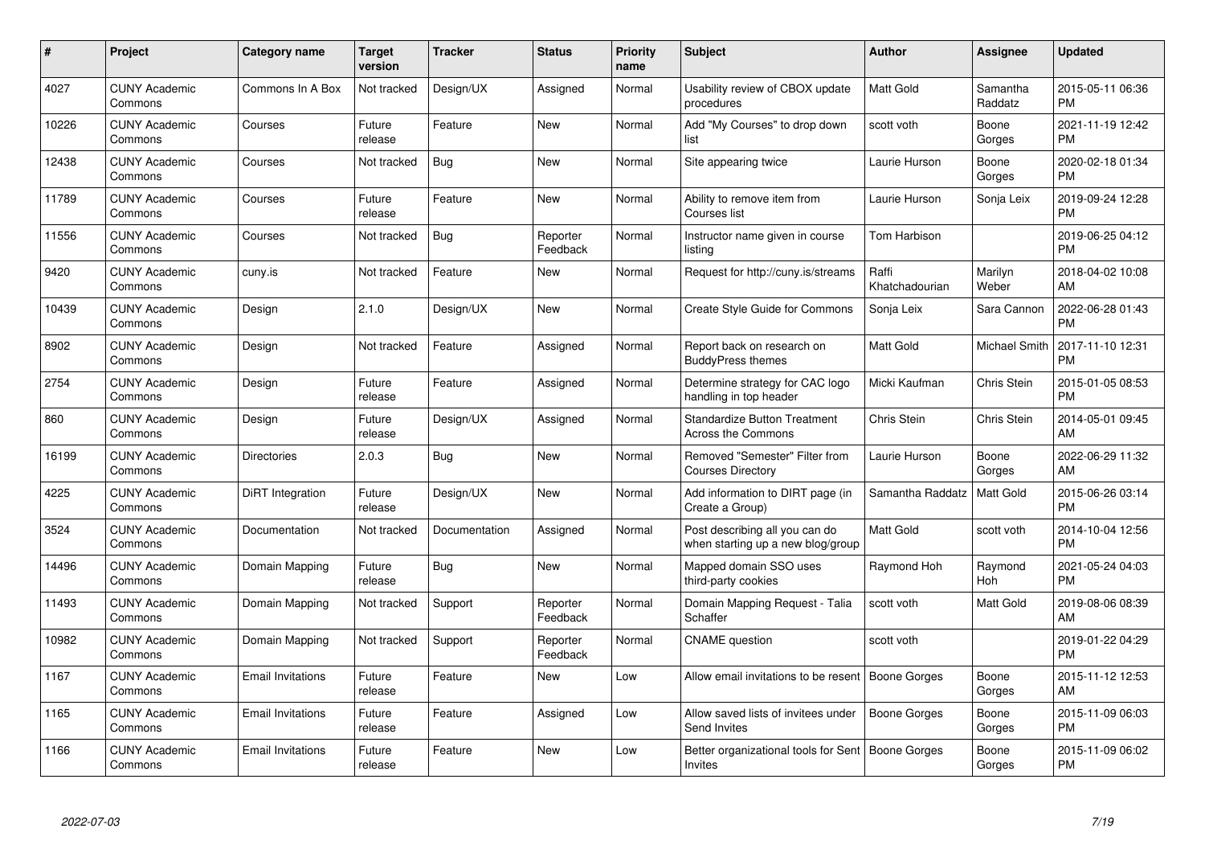| # | Project | Category name | Target version | Tracker | Status | Priority name | Subject | Author | Assignee | Updated |
|---|---|---|---|---|---|---|---|---|---|---|
| 4027 | CUNY Academic Commons | Commons In A Box | Not tracked | Design/UX | Assigned | Normal | Usability review of CBOX update procedures | Matt Gold | Samantha Raddatz | 2015-05-11 06:36 PM |
| 10226 | CUNY Academic Commons | Courses | Future release | Feature | New | Normal | Add "My Courses" to drop down list | scott voth | Boone Gorges | 2021-11-19 12:42 PM |
| 12438 | CUNY Academic Commons | Courses | Not tracked | Bug | New | Normal | Site appearing twice | Laurie Hurson | Boone Gorges | 2020-02-18 01:34 PM |
| 11789 | CUNY Academic Commons | Courses | Future release | Feature | New | Normal | Ability to remove item from Courses list | Laurie Hurson | Sonja Leix | 2019-09-24 12:28 PM |
| 11556 | CUNY Academic Commons | Courses | Not tracked | Bug | Reporter Feedback | Normal | Instructor name given in course listing | Tom Harbison | | 2019-06-25 04:12 PM |
| 9420 | CUNY Academic Commons | cuny.is | Not tracked | Feature | New | Normal | Request for http://cuny.is/streams | Raffi Khatchadourian | Marilyn Weber | 2018-04-02 10:08 AM |
| 10439 | CUNY Academic Commons | Design | 2.1.0 | Design/UX | New | Normal | Create Style Guide for Commons | Sonja Leix | Sara Cannon | 2022-06-28 01:43 PM |
| 8902 | CUNY Academic Commons | Design | Not tracked | Feature | Assigned | Normal | Report back on research on BuddyPress themes | Matt Gold | Michael Smith | 2017-11-10 12:31 PM |
| 2754 | CUNY Academic Commons | Design | Future release | Feature | Assigned | Normal | Determine strategy for CAC logo handling in top header | Micki Kaufman | Chris Stein | 2015-01-05 08:53 PM |
| 860 | CUNY Academic Commons | Design | Future release | Design/UX | Assigned | Normal | Standardize Button Treatment Across the Commons | Chris Stein | Chris Stein | 2014-05-01 09:45 AM |
| 16199 | CUNY Academic Commons | Directories | 2.0.3 | Bug | New | Normal | Removed "Semester" Filter from Courses Directory | Laurie Hurson | Boone Gorges | 2022-06-29 11:32 AM |
| 4225 | CUNY Academic Commons | DiRT Integration | Future release | Design/UX | New | Normal | Add information to DIRT page (in Create a Group) | Samantha Raddatz | Matt Gold | 2015-06-26 03:14 PM |
| 3524 | CUNY Academic Commons | Documentation | Not tracked | Documentation | Assigned | Normal | Post describing all you can do when starting up a new blog/group | Matt Gold | scott voth | 2014-10-04 12:56 PM |
| 14496 | CUNY Academic Commons | Domain Mapping | Future release | Bug | New | Normal | Mapped domain SSO uses third-party cookies | Raymond Hoh | Raymond Hoh | 2021-05-24 04:03 PM |
| 11493 | CUNY Academic Commons | Domain Mapping | Not tracked | Support | Reporter Feedback | Normal | Domain Mapping Request - Talia Schaffer | scott voth | Matt Gold | 2019-08-06 08:39 AM |
| 10982 | CUNY Academic Commons | Domain Mapping | Not tracked | Support | Reporter Feedback | Normal | CNAME question | scott voth | | 2019-01-22 04:29 PM |
| 1167 | CUNY Academic Commons | Email Invitations | Future release | Feature | New | Low | Allow email invitations to be resent | Boone Gorges | Boone Gorges | 2015-11-12 12:53 AM |
| 1165 | CUNY Academic Commons | Email Invitations | Future release | Feature | Assigned | Low | Allow saved lists of invitees under Send Invites | Boone Gorges | Boone Gorges | 2015-11-09 06:03 PM |
| 1166 | CUNY Academic Commons | Email Invitations | Future release | Feature | New | Low | Better organizational tools for Sent Invites | Boone Gorges | Boone Gorges | 2015-11-09 06:02 PM |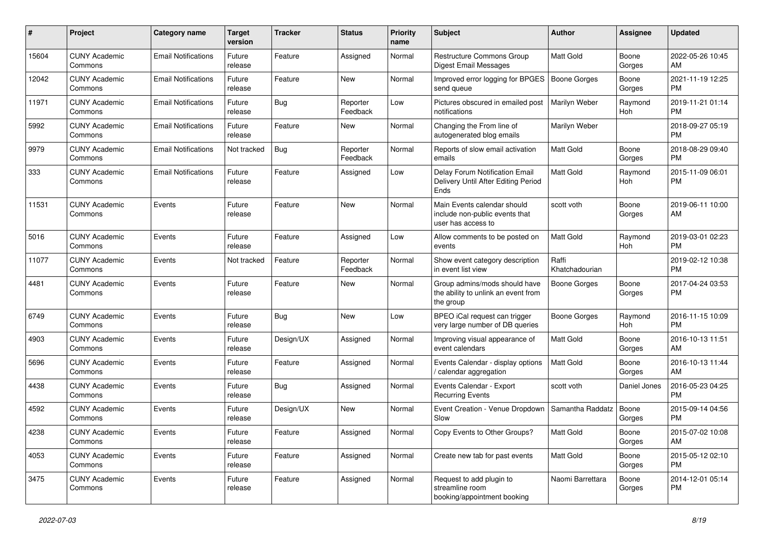| # | Project | Category name | Target version | Tracker | Status | Priority name | Subject | Author | Assignee | Updated |
|---|---|---|---|---|---|---|---|---|---|---|
| 15604 | CUNY Academic Commons | Email Notifications | Future release | Feature | Assigned | Normal | Restructure Commons Group Digest Email Messages | Matt Gold | Boone Gorges | 2022-05-26 10:45 AM |
| 12042 | CUNY Academic Commons | Email Notifications | Future release | Feature | New | Normal | Improved error logging for BPGES send queue | Boone Gorges | Boone Gorges | 2021-11-19 12:25 PM |
| 11971 | CUNY Academic Commons | Email Notifications | Future release | Bug | Reporter Feedback | Low | Pictures obscured in emailed post notifications | Marilyn Weber | Raymond Hoh | 2019-11-21 01:14 PM |
| 5992 | CUNY Academic Commons | Email Notifications | Future release | Feature | New | Normal | Changing the From line of autogenerated blog emails | Marilyn Weber | | 2018-09-27 05:19 PM |
| 9979 | CUNY Academic Commons | Email Notifications | Not tracked | Bug | Reporter Feedback | Normal | Reports of slow email activation emails | Matt Gold | Boone Gorges | 2018-08-29 09:40 PM |
| 333 | CUNY Academic Commons | Email Notifications | Future release | Feature | Assigned | Low | Delay Forum Notification Email Delivery Until After Editing Period Ends | Matt Gold | Raymond Hoh | 2015-11-09 06:01 PM |
| 11531 | CUNY Academic Commons | Events | Future release | Feature | New | Normal | Main Events calendar should include non-public events that user has access to | scott voth | Boone Gorges | 2019-06-11 10:00 AM |
| 5016 | CUNY Academic Commons | Events | Future release | Feature | Assigned | Low | Allow comments to be posted on events | Matt Gold | Raymond Hoh | 2019-03-01 02:23 PM |
| 11077 | CUNY Academic Commons | Events | Not tracked | Feature | Reporter Feedback | Normal | Show event category description in event list view | Raffi Khatchadourian | | 2019-02-12 10:38 PM |
| 4481 | CUNY Academic Commons | Events | Future release | Feature | New | Normal | Group admins/mods should have the ability to unlink an event from the group | Boone Gorges | Boone Gorges | 2017-04-24 03:53 PM |
| 6749 | CUNY Academic Commons | Events | Future release | Bug | New | Low | BPEO iCal request can trigger very large number of DB queries | Boone Gorges | Raymond Hoh | 2016-11-15 10:09 PM |
| 4903 | CUNY Academic Commons | Events | Future release | Design/UX | Assigned | Normal | Improving visual appearance of event calendars | Matt Gold | Boone Gorges | 2016-10-13 11:51 AM |
| 5696 | CUNY Academic Commons | Events | Future release | Feature | Assigned | Normal | Events Calendar - display options / calendar aggregation | Matt Gold | Boone Gorges | 2016-10-13 11:44 AM |
| 4438 | CUNY Academic Commons | Events | Future release | Bug | Assigned | Normal | Events Calendar - Export Recurring Events | scott voth | Daniel Jones | 2016-05-23 04:25 PM |
| 4592 | CUNY Academic Commons | Events | Future release | Design/UX | New | Normal | Event Creation - Venue Dropdown Slow | Samantha Raddatz | Boone Gorges | 2015-09-14 04:56 PM |
| 4238 | CUNY Academic Commons | Events | Future release | Feature | Assigned | Normal | Copy Events to Other Groups? | Matt Gold | Boone Gorges | 2015-07-02 10:08 AM |
| 4053 | CUNY Academic Commons | Events | Future release | Feature | Assigned | Normal | Create new tab for past events | Matt Gold | Boone Gorges | 2015-05-12 02:10 PM |
| 3475 | CUNY Academic Commons | Events | Future release | Feature | Assigned | Normal | Request to add plugin to streamline room booking/appointment booking | Naomi Barrettara | Boone Gorges | 2014-12-01 05:14 PM |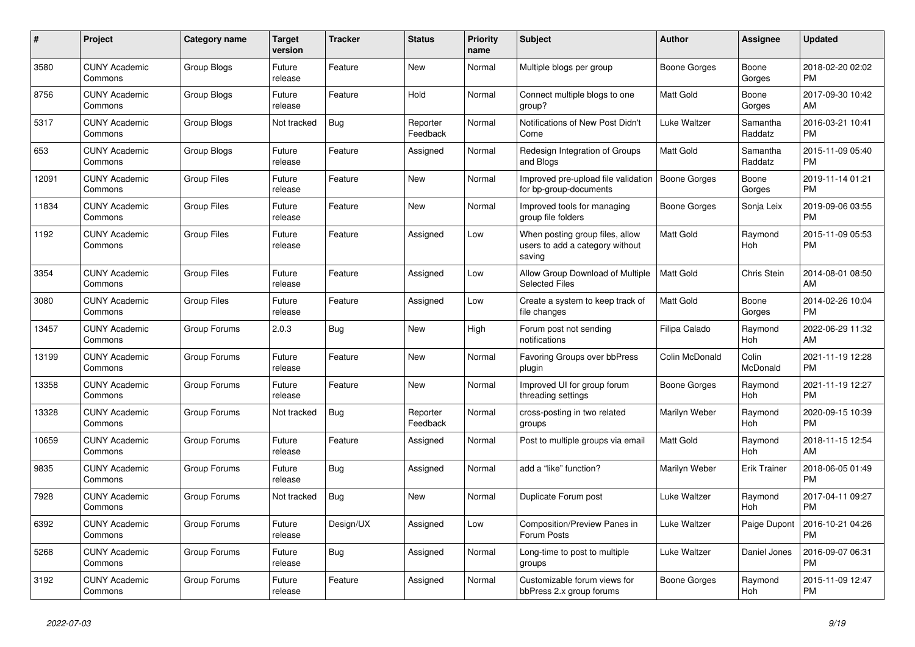| # | Project | Category name | Target version | Tracker | Status | Priority name | Subject | Author | Assignee | Updated |
|---|---|---|---|---|---|---|---|---|---|---|
| 3580 | CUNY Academic Commons | Group Blogs | Future release | Feature | New | Normal | Multiple blogs per group | Boone Gorges | Boone Gorges | 2018-02-20 02:02 PM |
| 8756 | CUNY Academic Commons | Group Blogs | Future release | Feature | Hold | Normal | Connect multiple blogs to one group? | Matt Gold | Boone Gorges | 2017-09-30 10:42 AM |
| 5317 | CUNY Academic Commons | Group Blogs | Not tracked | Bug | Reporter Feedback | Normal | Notifications of New Post Didn't Come | Luke Waltzer | Samantha Raddatz | 2016-03-21 10:41 PM |
| 653 | CUNY Academic Commons | Group Blogs | Future release | Feature | Assigned | Normal | Redesign Integration of Groups and Blogs | Matt Gold | Samantha Raddatz | 2015-11-09 05:40 PM |
| 12091 | CUNY Academic Commons | Group Files | Future release | Feature | New | Normal | Improved pre-upload file validation for bp-group-documents | Boone Gorges | Boone Gorges | 2019-11-14 01:21 PM |
| 11834 | CUNY Academic Commons | Group Files | Future release | Feature | New | Normal | Improved tools for managing group file folders | Boone Gorges | Sonja Leix | 2019-09-06 03:55 PM |
| 1192 | CUNY Academic Commons | Group Files | Future release | Feature | Assigned | Low | When posting group files, allow users to add a category without saving | Matt Gold | Raymond Hoh | 2015-11-09 05:53 PM |
| 3354 | CUNY Academic Commons | Group Files | Future release | Feature | Assigned | Low | Allow Group Download of Multiple Selected Files | Matt Gold | Chris Stein | 2014-08-01 08:50 AM |
| 3080 | CUNY Academic Commons | Group Files | Future release | Feature | Assigned | Low | Create a system to keep track of file changes | Matt Gold | Boone Gorges | 2014-02-26 10:04 PM |
| 13457 | CUNY Academic Commons | Group Forums | 2.0.3 | Bug | New | High | Forum post not sending notifications | Filipa Calado | Raymond Hoh | 2022-06-29 11:32 AM |
| 13199 | CUNY Academic Commons | Group Forums | Future release | Feature | New | Normal | Favoring Groups over bbPress plugin | Colin McDonald | Colin McDonald | 2021-11-19 12:28 PM |
| 13358 | CUNY Academic Commons | Group Forums | Future release | Feature | New | Normal | Improved UI for group forum threading settings | Boone Gorges | Raymond Hoh | 2021-11-19 12:27 PM |
| 13328 | CUNY Academic Commons | Group Forums | Not tracked | Bug | Reporter Feedback | Normal | cross-posting in two related groups | Marilyn Weber | Raymond Hoh | 2020-09-15 10:39 PM |
| 10659 | CUNY Academic Commons | Group Forums | Future release | Feature | Assigned | Normal | Post to multiple groups via email | Matt Gold | Raymond Hoh | 2018-11-15 12:54 AM |
| 9835 | CUNY Academic Commons | Group Forums | Future release | Bug | Assigned | Normal | add a "like" function? | Marilyn Weber | Erik Trainer | 2018-06-05 01:49 PM |
| 7928 | CUNY Academic Commons | Group Forums | Not tracked | Bug | New | Normal | Duplicate Forum post | Luke Waltzer | Raymond Hoh | 2017-04-11 09:27 PM |
| 6392 | CUNY Academic Commons | Group Forums | Future release | Design/UX | Assigned | Low | Composition/Preview Panes in Forum Posts | Luke Waltzer | Paige Dupont | 2016-10-21 04:26 PM |
| 5268 | CUNY Academic Commons | Group Forums | Future release | Bug | Assigned | Normal | Long-time to post to multiple groups | Luke Waltzer | Daniel Jones | 2016-09-07 06:31 PM |
| 3192 | CUNY Academic Commons | Group Forums | Future release | Feature | Assigned | Normal | Customizable forum views for bbPress 2.x group forums | Boone Gorges | Raymond Hoh | 2015-11-09 12:47 PM |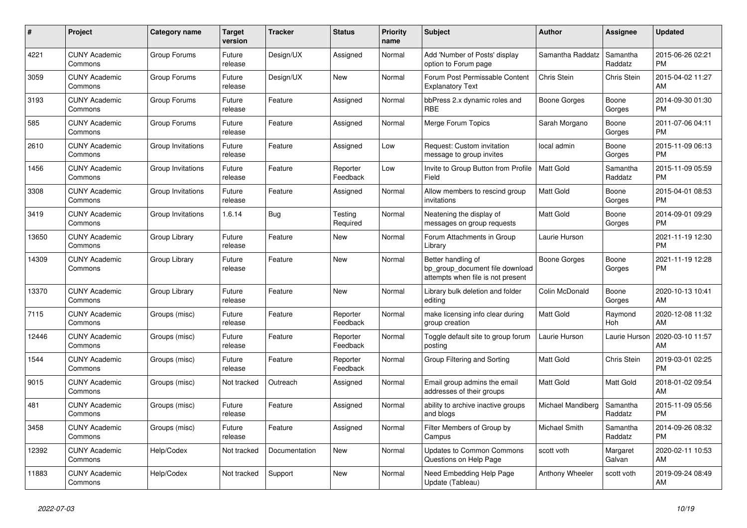| # | Project | Category name | Target version | Tracker | Status | Priority name | Subject | Author | Assignee | Updated |
|---|---|---|---|---|---|---|---|---|---|---|
| 4221 | CUNY Academic Commons | Group Forums | Future release | Design/UX | Assigned | Normal | Add 'Number of Posts' display option to Forum page | Samantha Raddatz | Samantha Raddatz | 2015-06-26 02:21 PM |
| 3059 | CUNY Academic Commons | Group Forums | Future release | Design/UX | New | Normal | Forum Post Permissable Content Explanatory Text | Chris Stein | Chris Stein | 2015-04-02 11:27 AM |
| 3193 | CUNY Academic Commons | Group Forums | Future release | Feature | Assigned | Normal | bbPress 2.x dynamic roles and RBE | Boone Gorges | Boone Gorges | 2014-09-30 01:30 PM |
| 585 | CUNY Academic Commons | Group Forums | Future release | Feature | Assigned | Normal | Merge Forum Topics | Sarah Morgano | Boone Gorges | 2011-07-06 04:11 PM |
| 2610 | CUNY Academic Commons | Group Invitations | Future release | Feature | Assigned | Low | Request: Custom invitation message to group invites | local admin | Boone Gorges | 2015-11-09 06:13 PM |
| 1456 | CUNY Academic Commons | Group Invitations | Future release | Feature | Reporter Feedback | Low | Invite to Group Button from Profile Field | Matt Gold | Samantha Raddatz | 2015-11-09 05:59 PM |
| 3308 | CUNY Academic Commons | Group Invitations | Future release | Feature | Assigned | Normal | Allow members to rescind group invitations | Matt Gold | Boone Gorges | 2015-04-01 08:53 PM |
| 3419 | CUNY Academic Commons | Group Invitations | 1.6.14 | Bug | Testing Required | Normal | Neatening the display of messages on group requests | Matt Gold | Boone Gorges | 2014-09-01 09:29 PM |
| 13650 | CUNY Academic Commons | Group Library | Future release | Feature | New | Normal | Forum Attachments in Group Library | Laurie Hurson | | 2021-11-19 12:30 PM |
| 14309 | CUNY Academic Commons | Group Library | Future release | Feature | New | Normal | Better handling of bp_group_document file download attempts when file is not present | Boone Gorges | Boone Gorges | 2021-11-19 12:28 PM |
| 13370 | CUNY Academic Commons | Group Library | Future release | Feature | New | Normal | Library bulk deletion and folder editing | Colin McDonald | Boone Gorges | 2020-10-13 10:41 AM |
| 7115 | CUNY Academic Commons | Groups (misc) | Future release | Feature | Reporter Feedback | Normal | make licensing info clear during group creation | Matt Gold | Raymond Hoh | 2020-12-08 11:32 AM |
| 12446 | CUNY Academic Commons | Groups (misc) | Future release | Feature | Reporter Feedback | Normal | Toggle default site to group forum posting | Laurie Hurson | Laurie Hurson | 2020-03-10 11:57 AM |
| 1544 | CUNY Academic Commons | Groups (misc) | Future release | Feature | Reporter Feedback | Normal | Group Filtering and Sorting | Matt Gold | Chris Stein | 2019-03-01 02:25 PM |
| 9015 | CUNY Academic Commons | Groups (misc) | Not tracked | Outreach | Assigned | Normal | Email group admins the email addresses of their groups | Matt Gold | Matt Gold | 2018-01-02 09:54 AM |
| 481 | CUNY Academic Commons | Groups (misc) | Future release | Feature | Assigned | Normal | ability to archive inactive groups and blogs | Michael Mandiberg | Samantha Raddatz | 2015-11-09 05:56 PM |
| 3458 | CUNY Academic Commons | Groups (misc) | Future release | Feature | Assigned | Normal | Filter Members of Group by Campus | Michael Smith | Samantha Raddatz | 2014-09-26 08:32 PM |
| 12392 | CUNY Academic Commons | Help/Codex | Not tracked | Documentation | New | Normal | Updates to Common Commons Questions on Help Page | scott voth | Margaret Galvan | 2020-02-11 10:53 AM |
| 11883 | CUNY Academic Commons | Help/Codex | Not tracked | Support | New | Normal | Need Embedding Help Page Update (Tableau) | Anthony Wheeler | scott voth | 2019-09-24 08:49 AM |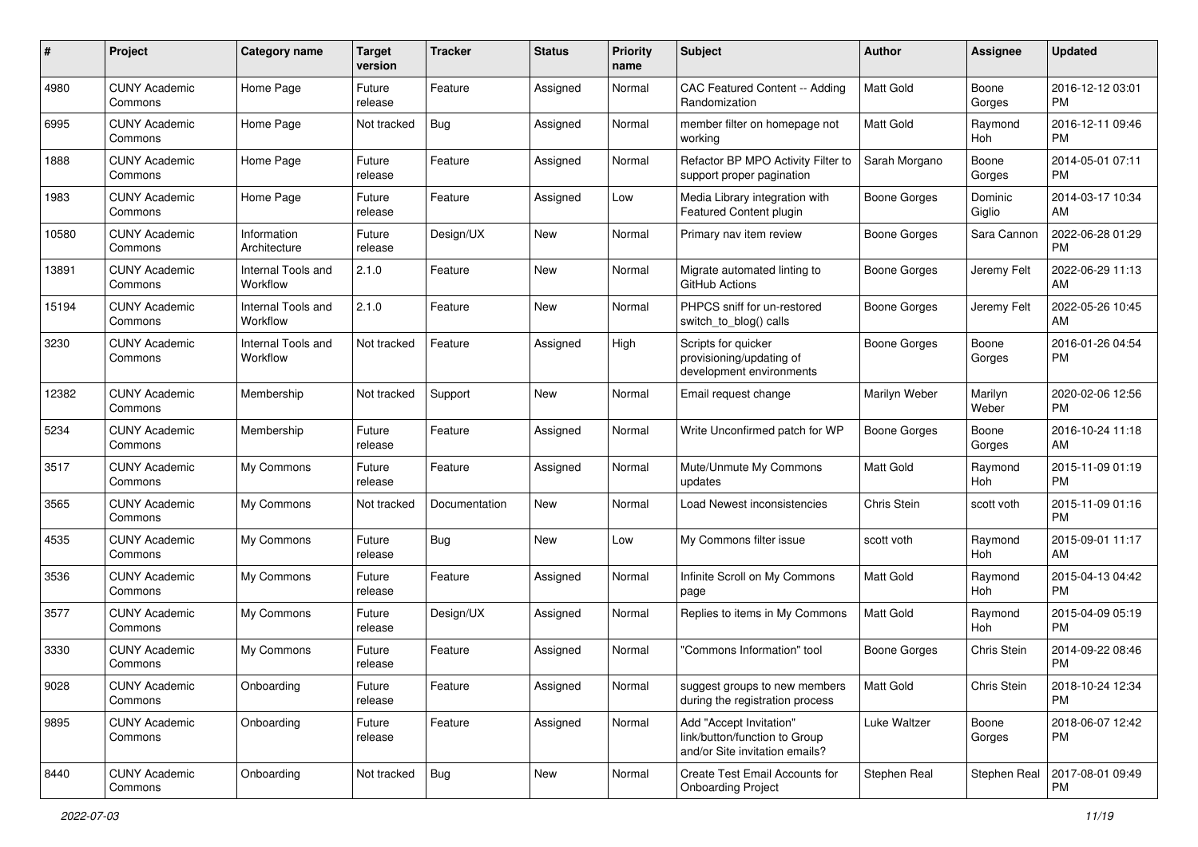| # | Project | Category name | Target version | Tracker | Status | Priority name | Subject | Author | Assignee | Updated |
|---|---|---|---|---|---|---|---|---|---|---|
| 4980 | CUNY Academic Commons | Home Page | Future release | Feature | Assigned | Normal | CAC Featured Content -- Adding Randomization | Matt Gold | Boone Gorges | 2016-12-12 03:01 PM |
| 6995 | CUNY Academic Commons | Home Page | Not tracked | Bug | Assigned | Normal | member filter on homepage not working | Matt Gold | Raymond Hoh | 2016-12-11 09:46 PM |
| 1888 | CUNY Academic Commons | Home Page | Future release | Feature | Assigned | Normal | Refactor BP MPO Activity Filter to support proper pagination | Sarah Morgano | Boone Gorges | 2014-05-01 07:11 PM |
| 1983 | CUNY Academic Commons | Home Page | Future release | Feature | Assigned | Low | Media Library integration with Featured Content plugin | Boone Gorges | Dominic Giglio | 2014-03-17 10:34 AM |
| 10580 | CUNY Academic Commons | Information Architecture | Future release | Design/UX | New | Normal | Primary nav item review | Boone Gorges | Sara Cannon | 2022-06-28 01:29 PM |
| 13891 | CUNY Academic Commons | Internal Tools and Workflow | 2.1.0 | Feature | New | Normal | Migrate automated linting to GitHub Actions | Boone Gorges | Jeremy Felt | 2022-06-29 11:13 AM |
| 15194 | CUNY Academic Commons | Internal Tools and Workflow | 2.1.0 | Feature | New | Normal | PHPCS sniff for un-restored switch_to_blog() calls | Boone Gorges | Jeremy Felt | 2022-05-26 10:45 AM |
| 3230 | CUNY Academic Commons | Internal Tools and Workflow | Not tracked | Feature | Assigned | High | Scripts for quicker provisioning/updating of development environments | Boone Gorges | Boone Gorges | 2016-01-26 04:54 PM |
| 12382 | CUNY Academic Commons | Membership | Not tracked | Support | New | Normal | Email request change | Marilyn Weber | Marilyn Weber | 2020-02-06 12:56 PM |
| 5234 | CUNY Academic Commons | Membership | Future release | Feature | Assigned | Normal | Write Unconfirmed patch for WP | Boone Gorges | Boone Gorges | 2016-10-24 11:18 AM |
| 3517 | CUNY Academic Commons | My Commons | Future release | Feature | Assigned | Normal | Mute/Unmute My Commons updates | Matt Gold | Raymond Hoh | 2015-11-09 01:19 PM |
| 3565 | CUNY Academic Commons | My Commons | Not tracked | Documentation | New | Normal | Load Newest inconsistencies | Chris Stein | scott voth | 2015-11-09 01:16 PM |
| 4535 | CUNY Academic Commons | My Commons | Future release | Bug | New | Low | My Commons filter issue | scott voth | Raymond Hoh | 2015-09-01 11:17 AM |
| 3536 | CUNY Academic Commons | My Commons | Future release | Feature | Assigned | Normal | Infinite Scroll on My Commons page | Matt Gold | Raymond Hoh | 2015-04-13 04:42 PM |
| 3577 | CUNY Academic Commons | My Commons | Future release | Design/UX | Assigned | Normal | Replies to items in My Commons | Matt Gold | Raymond Hoh | 2015-04-09 05:19 PM |
| 3330 | CUNY Academic Commons | My Commons | Future release | Feature | Assigned | Normal | "Commons Information" tool | Boone Gorges | Chris Stein | 2014-09-22 08:46 PM |
| 9028 | CUNY Academic Commons | Onboarding | Future release | Feature | Assigned | Normal | suggest groups to new members during the registration process | Matt Gold | Chris Stein | 2018-10-24 12:34 PM |
| 9895 | CUNY Academic Commons | Onboarding | Future release | Feature | Assigned | Normal | Add "Accept Invitation" link/button/function to Group and/or Site invitation emails? | Luke Waltzer | Boone Gorges | 2018-06-07 12:42 PM |
| 8440 | CUNY Academic Commons | Onboarding | Not tracked | Bug | New | Normal | Create Test Email Accounts for Onboarding Project | Stephen Real | Stephen Real | 2017-08-01 09:49 PM |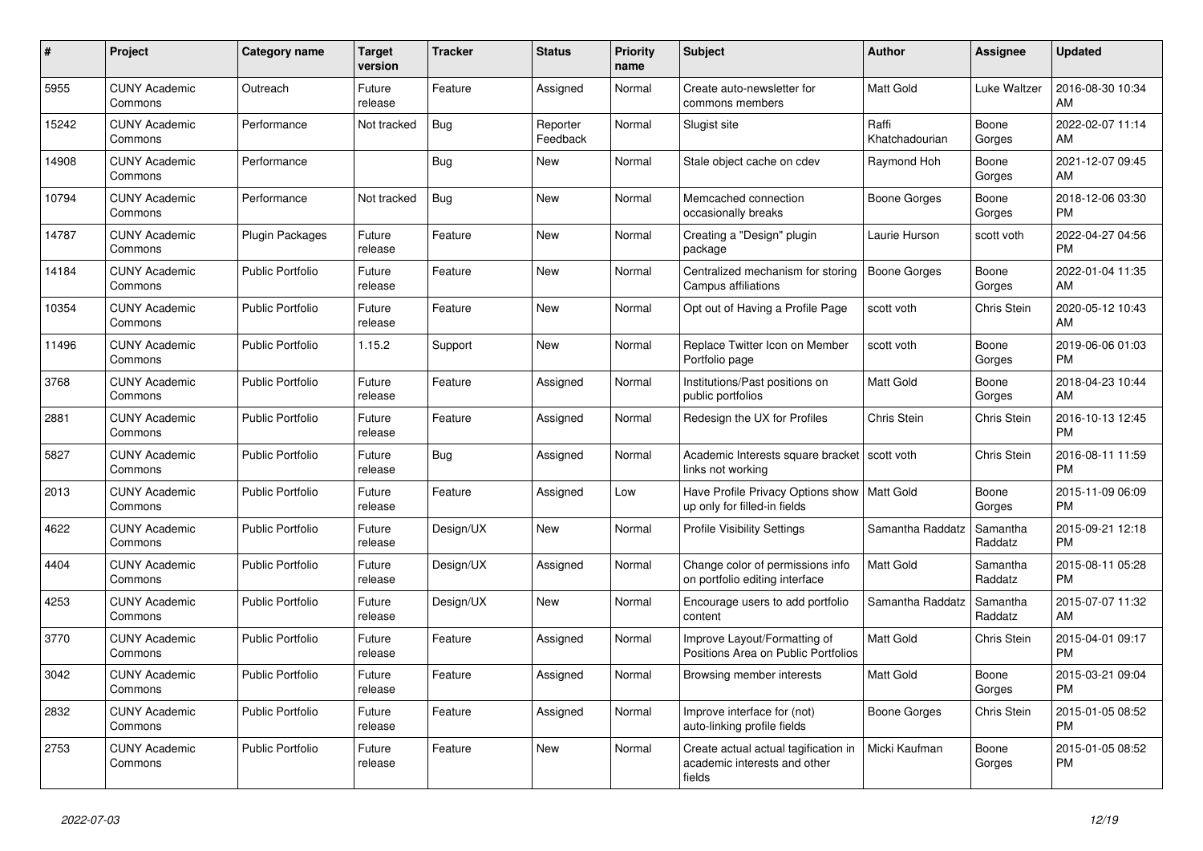| # | Project | Category name | Target version | Tracker | Status | Priority name | Subject | Author | Assignee | Updated |
|---|---|---|---|---|---|---|---|---|---|---|
| 5955 | CUNY Academic Commons | Outreach | Future release | Feature | Assigned | Normal | Create auto-newsletter for commons members | Matt Gold | Luke Waltzer | 2016-08-30 10:34 AM |
| 15242 | CUNY Academic Commons | Performance | Not tracked | Bug | Reporter Feedback | Normal | Slugist site | Raffi Khatchadourian | Boone Gorges | 2022-02-07 11:14 AM |
| 14908 | CUNY Academic Commons | Performance | | Bug | New | Normal | Stale object cache on cdev | Raymond Hoh | Boone Gorges | 2021-12-07 09:45 AM |
| 10794 | CUNY Academic Commons | Performance | Not tracked | Bug | New | Normal | Memcached connection occasionally breaks | Boone Gorges | Boone Gorges | 2018-12-06 03:30 PM |
| 14787 | CUNY Academic Commons | Plugin Packages | Future release | Feature | New | Normal | Creating a "Design" plugin package | Laurie Hurson | scott voth | 2022-04-27 04:56 PM |
| 14184 | CUNY Academic Commons | Public Portfolio | Future release | Feature | New | Normal | Centralized mechanism for storing Campus affiliations | Boone Gorges | Boone Gorges | 2022-01-04 11:35 AM |
| 10354 | CUNY Academic Commons | Public Portfolio | Future release | Feature | New | Normal | Opt out of Having a Profile Page | scott voth | Chris Stein | 2020-05-12 10:43 AM |
| 11496 | CUNY Academic Commons | Public Portfolio | 1.15.2 | Support | New | Normal | Replace Twitter Icon on Member Portfolio page | scott voth | Boone Gorges | 2019-06-06 01:03 PM |
| 3768 | CUNY Academic Commons | Public Portfolio | Future release | Feature | Assigned | Normal | Institutions/Past positions on public portfolios | Matt Gold | Boone Gorges | 2018-04-23 10:44 AM |
| 2881 | CUNY Academic Commons | Public Portfolio | Future release | Feature | Assigned | Normal | Redesign the UX for Profiles | Chris Stein | Chris Stein | 2016-10-13 12:45 PM |
| 5827 | CUNY Academic Commons | Public Portfolio | Future release | Bug | Assigned | Normal | Academic Interests square bracket links not working | scott voth | Chris Stein | 2016-08-11 11:59 PM |
| 2013 | CUNY Academic Commons | Public Portfolio | Future release | Feature | Assigned | Low | Have Profile Privacy Options show up only for filled-in fields | Matt Gold | Boone Gorges | 2015-11-09 06:09 PM |
| 4622 | CUNY Academic Commons | Public Portfolio | Future release | Design/UX | New | Normal | Profile Visibility Settings | Samantha Raddatz | Samantha Raddatz | 2015-09-21 12:18 PM |
| 4404 | CUNY Academic Commons | Public Portfolio | Future release | Design/UX | Assigned | Normal | Change color of permissions info on portfolio editing interface | Matt Gold | Samantha Raddatz | 2015-08-11 05:28 PM |
| 4253 | CUNY Academic Commons | Public Portfolio | Future release | Design/UX | New | Normal | Encourage users to add portfolio content | Samantha Raddatz | Samantha Raddatz | 2015-07-07 11:32 AM |
| 3770 | CUNY Academic Commons | Public Portfolio | Future release | Feature | Assigned | Normal | Improve Layout/Formatting of Positions Area on Public Portfolios | Matt Gold | Chris Stein | 2015-04-01 09:17 PM |
| 3042 | CUNY Academic Commons | Public Portfolio | Future release | Feature | Assigned | Normal | Browsing member interests | Matt Gold | Boone Gorges | 2015-03-21 09:04 PM |
| 2832 | CUNY Academic Commons | Public Portfolio | Future release | Feature | Assigned | Normal | Improve interface for (not) auto-linking profile fields | Boone Gorges | Chris Stein | 2015-01-05 08:52 PM |
| 2753 | CUNY Academic Commons | Public Portfolio | Future release | Feature | New | Normal | Create actual actual tagification in academic interests and other fields | Micki Kaufman | Boone Gorges | 2015-01-05 08:52 PM |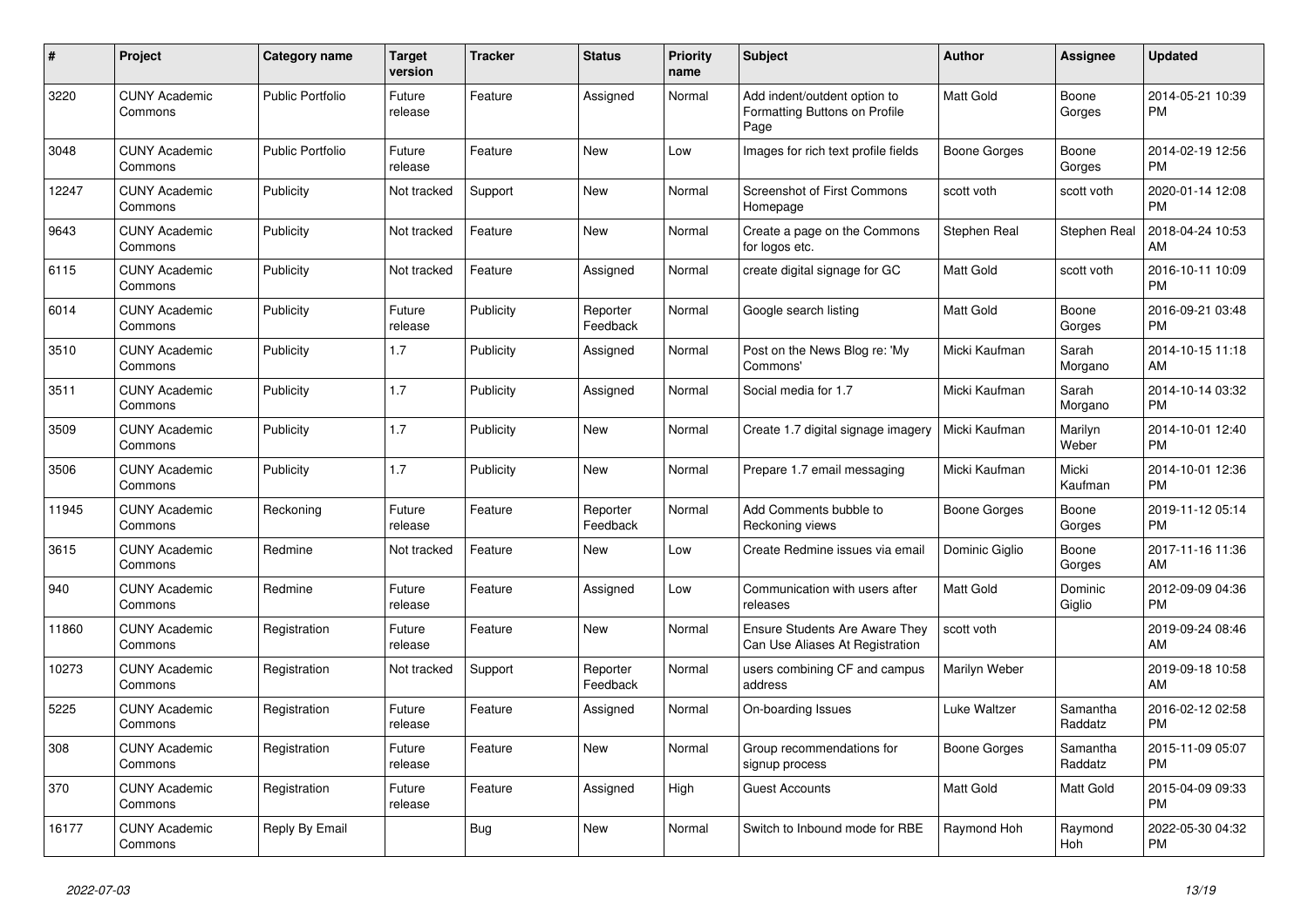| # | Project | Category name | Target version | Tracker | Status | Priority name | Subject | Author | Assignee | Updated |
|---|---|---|---|---|---|---|---|---|---|---|
| 3220 | CUNY Academic Commons | Public Portfolio | Future release | Feature | Assigned | Normal | Add indent/outdent option to Formatting Buttons on Profile Page | Matt Gold | Boone Gorges | 2014-05-21 10:39 PM |
| 3048 | CUNY Academic Commons | Public Portfolio | Future release | Feature | New | Low | Images for rich text profile fields | Boone Gorges | Boone Gorges | 2014-02-19 12:56 PM |
| 12247 | CUNY Academic Commons | Publicity | Not tracked | Support | New | Normal | Screenshot of First Commons Homepage | scott voth | scott voth | 2020-01-14 12:08 PM |
| 9643 | CUNY Academic Commons | Publicity | Not tracked | Feature | New | Normal | Create a page on the Commons for logos etc. | Stephen Real | Stephen Real | 2018-04-24 10:53 AM |
| 6115 | CUNY Academic Commons | Publicity | Not tracked | Feature | Assigned | Normal | create digital signage for GC | Matt Gold | scott voth | 2016-10-11 10:09 PM |
| 6014 | CUNY Academic Commons | Publicity | Future release | Publicity | Reporter Feedback | Normal | Google search listing | Matt Gold | Boone Gorges | 2016-09-21 03:48 PM |
| 3510 | CUNY Academic Commons | Publicity | 1.7 | Publicity | Assigned | Normal | Post on the News Blog re: 'My Commons' | Micki Kaufman | Sarah Morgano | 2014-10-15 11:18 AM |
| 3511 | CUNY Academic Commons | Publicity | 1.7 | Publicity | Assigned | Normal | Social media for 1.7 | Micki Kaufman | Sarah Morgano | 2014-10-14 03:32 PM |
| 3509 | CUNY Academic Commons | Publicity | 1.7 | Publicity | New | Normal | Create 1.7 digital signage imagery | Micki Kaufman | Marilyn Weber | 2014-10-01 12:40 PM |
| 3506 | CUNY Academic Commons | Publicity | 1.7 | Publicity | New | Normal | Prepare 1.7 email messaging | Micki Kaufman | Micki Kaufman | 2014-10-01 12:36 PM |
| 11945 | CUNY Academic Commons | Reckoning | Future release | Feature | Reporter Feedback | Normal | Add Comments bubble to Reckoning views | Boone Gorges | Boone Gorges | 2019-11-12 05:14 PM |
| 3615 | CUNY Academic Commons | Redmine | Not tracked | Feature | New | Low | Create Redmine issues via email | Dominic Giglio | Boone Gorges | 2017-11-16 11:36 AM |
| 940 | CUNY Academic Commons | Redmine | Future release | Feature | Assigned | Low | Communication with users after releases | Matt Gold | Dominic Giglio | 2012-09-09 04:36 PM |
| 11860 | CUNY Academic Commons | Registration | Future release | Feature | New | Normal | Ensure Students Are Aware They Can Use Aliases At Registration | scott voth | | 2019-09-24 08:46 AM |
| 10273 | CUNY Academic Commons | Registration | Not tracked | Support | Reporter Feedback | Normal | users combining CF and campus address | Marilyn Weber | | 2019-09-18 10:58 AM |
| 5225 | CUNY Academic Commons | Registration | Future release | Feature | Assigned | Normal | On-boarding Issues | Luke Waltzer | Samantha Raddatz | 2016-02-12 02:58 PM |
| 308 | CUNY Academic Commons | Registration | Future release | Feature | New | Normal | Group recommendations for signup process | Boone Gorges | Samantha Raddatz | 2015-11-09 05:07 PM |
| 370 | CUNY Academic Commons | Registration | Future release | Feature | Assigned | High | Guest Accounts | Matt Gold | Matt Gold | 2015-04-09 09:33 PM |
| 16177 | CUNY Academic Commons | Reply By Email | | Bug | New | Normal | Switch to Inbound mode for RBE | Raymond Hoh | Raymond Hoh | 2022-05-30 04:32 PM |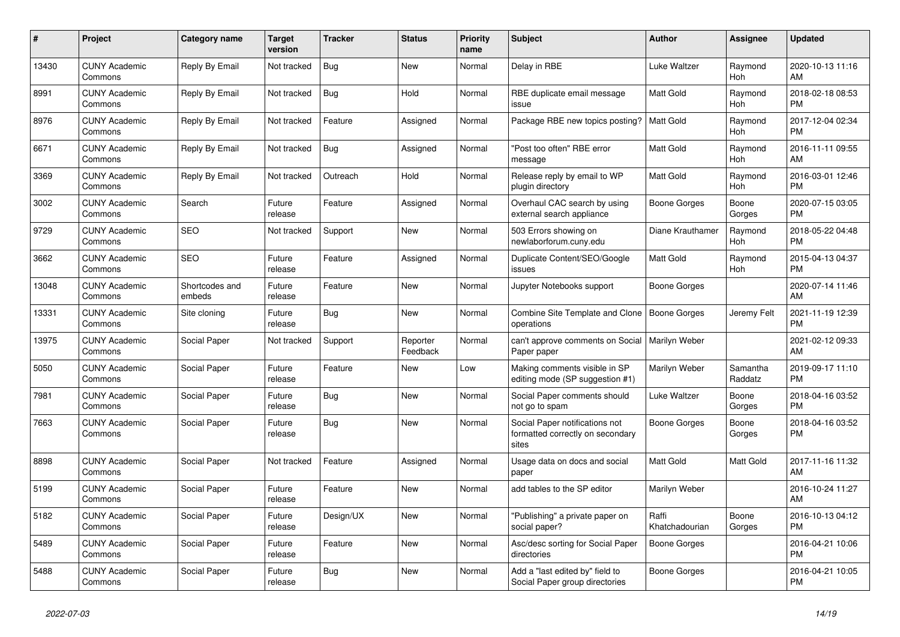| # | Project | Category name | Target version | Tracker | Status | Priority name | Subject | Author | Assignee | Updated |
|---|---|---|---|---|---|---|---|---|---|---|
| 13430 | CUNY Academic Commons | Reply By Email | Not tracked | Bug | New | Normal | Delay in RBE | Luke Waltzer | Raymond Hoh | 2020-10-13 11:16 AM |
| 8991 | CUNY Academic Commons | Reply By Email | Not tracked | Bug | Hold | Normal | RBE duplicate email message issue | Matt Gold | Raymond Hoh | 2018-02-18 08:53 PM |
| 8976 | CUNY Academic Commons | Reply By Email | Not tracked | Feature | Assigned | Normal | Package RBE new topics posting? | Matt Gold | Raymond Hoh | 2017-12-04 02:34 PM |
| 6671 | CUNY Academic Commons | Reply By Email | Not tracked | Bug | Assigned | Normal | "Post too often" RBE error message | Matt Gold | Raymond Hoh | 2016-11-11 09:55 AM |
| 3369 | CUNY Academic Commons | Reply By Email | Not tracked | Outreach | Hold | Normal | Release reply by email to WP plugin directory | Matt Gold | Raymond Hoh | 2016-03-01 12:46 PM |
| 3002 | CUNY Academic Commons | Search | Future release | Feature | Assigned | Normal | Overhaul CAC search by using external search appliance | Boone Gorges | Boone Gorges | 2020-07-15 03:05 PM |
| 9729 | CUNY Academic Commons | SEO | Not tracked | Support | New | Normal | 503 Errors showing on newlaborforum.cuny.edu | Diane Krauthamer | Raymond Hoh | 2018-05-22 04:48 PM |
| 3662 | CUNY Academic Commons | SEO | Future release | Feature | Assigned | Normal | Duplicate Content/SEO/Google issues | Matt Gold | Raymond Hoh | 2015-04-13 04:37 PM |
| 13048 | CUNY Academic Commons | Shortcodes and embeds | Future release | Feature | New | Normal | Jupyter Notebooks support | Boone Gorges | | 2020-07-14 11:46 AM |
| 13331 | CUNY Academic Commons | Site cloning | Future release | Bug | New | Normal | Combine Site Template and Clone operations | Boone Gorges | Jeremy Felt | 2021-11-19 12:39 PM |
| 13975 | CUNY Academic Commons | Social Paper | Not tracked | Support | Reporter Feedback | Normal | can't approve comments on Social Paper paper | Marilyn Weber | | 2021-02-12 09:33 AM |
| 5050 | CUNY Academic Commons | Social Paper | Future release | Feature | New | Low | Making comments visible in SP editing mode (SP suggestion #1) | Marilyn Weber | Samantha Raddatz | 2019-09-17 11:10 PM |
| 7981 | CUNY Academic Commons | Social Paper | Future release | Bug | New | Normal | Social Paper comments should not go to spam | Luke Waltzer | Boone Gorges | 2018-04-16 03:52 PM |
| 7663 | CUNY Academic Commons | Social Paper | Future release | Bug | New | Normal | Social Paper notifications not formatted correctly on secondary sites | Boone Gorges | Boone Gorges | 2018-04-16 03:52 PM |
| 8898 | CUNY Academic Commons | Social Paper | Not tracked | Feature | Assigned | Normal | Usage data on docs and social paper | Matt Gold | Matt Gold | 2017-11-16 11:32 AM |
| 5199 | CUNY Academic Commons | Social Paper | Future release | Feature | New | Normal | add tables to the SP editor | Marilyn Weber | | 2016-10-24 11:27 AM |
| 5182 | CUNY Academic Commons | Social Paper | Future release | Design/UX | New | Normal | "Publishing" a private paper on social paper? | Raffi Khatchadourian | Boone Gorges | 2016-10-13 04:12 PM |
| 5489 | CUNY Academic Commons | Social Paper | Future release | Feature | New | Normal | Asc/desc sorting for Social Paper directories | Boone Gorges | | 2016-04-21 10:06 PM |
| 5488 | CUNY Academic Commons | Social Paper | Future release | Bug | New | Normal | Add a "last edited by" field to Social Paper group directories | Boone Gorges | | 2016-04-21 10:05 PM |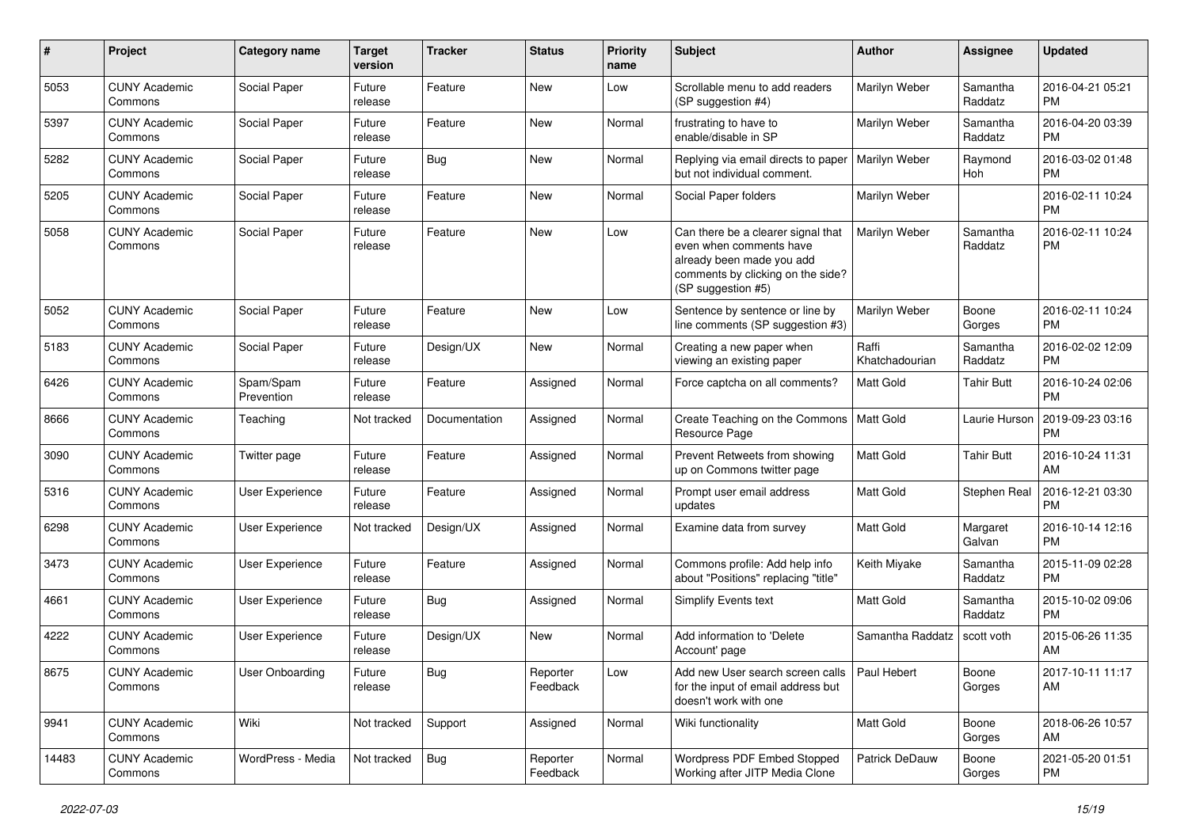| # | Project | Category name | Target version | Tracker | Status | Priority name | Subject | Author | Assignee | Updated |
| --- | --- | --- | --- | --- | --- | --- | --- | --- | --- | --- |
| 5053 | CUNY Academic Commons | Social Paper | Future release | Feature | New | Low | Scrollable menu to add readers (SP suggestion #4) | Marilyn Weber | Samantha Raddatz | 2016-04-21 05:21 PM |
| 5397 | CUNY Academic Commons | Social Paper | Future release | Feature | New | Normal | frustrating to have to enable/disable in SP | Marilyn Weber | Samantha Raddatz | 2016-04-20 03:39 PM |
| 5282 | CUNY Academic Commons | Social Paper | Future release | Bug | New | Normal | Replying via email directs to paper but not individual comment. | Marilyn Weber | Raymond Hoh | 2016-03-02 01:48 PM |
| 5205 | CUNY Academic Commons | Social Paper | Future release | Feature | New | Normal | Social Paper folders | Marilyn Weber | | 2016-02-11 10:24 PM |
| 5058 | CUNY Academic Commons | Social Paper | Future release | Feature | New | Low | Can there be a clearer signal that even when comments have already been made you add comments by clicking on the side? (SP suggestion #5) | Marilyn Weber | Samantha Raddatz | 2016-02-11 10:24 PM |
| 5052 | CUNY Academic Commons | Social Paper | Future release | Feature | New | Low | Sentence by sentence or line by line comments (SP suggestion #3) | Marilyn Weber | Boone Gorges | 2016-02-11 10:24 PM |
| 5183 | CUNY Academic Commons | Social Paper | Future release | Design/UX | New | Normal | Creating a new paper when viewing an existing paper | Raffi Khatchadourian | Samantha Raddatz | 2016-02-02 12:09 PM |
| 6426 | CUNY Academic Commons | Spam/Spam Prevention | Future release | Feature | Assigned | Normal | Force captcha on all comments? | Matt Gold | Tahir Butt | 2016-10-24 02:06 PM |
| 8666 | CUNY Academic Commons | Teaching | Not tracked | Documentation | Assigned | Normal | Create Teaching on the Commons Resource Page | Matt Gold | Laurie Hurson | 2019-09-23 03:16 PM |
| 3090 | CUNY Academic Commons | Twitter page | Future release | Feature | Assigned | Normal | Prevent Retweets from showing up on Commons twitter page | Matt Gold | Tahir Butt | 2016-10-24 11:31 AM |
| 5316 | CUNY Academic Commons | User Experience | Future release | Feature | Assigned | Normal | Prompt user email address updates | Matt Gold | Stephen Real | 2016-12-21 03:30 PM |
| 6298 | CUNY Academic Commons | User Experience | Not tracked | Design/UX | Assigned | Normal | Examine data from survey | Matt Gold | Margaret Galvan | 2016-10-14 12:16 PM |
| 3473 | CUNY Academic Commons | User Experience | Future release | Feature | Assigned | Normal | Commons profile: Add help info about "Positions" replacing "title" | Keith Miyake | Samantha Raddatz | 2015-11-09 02:28 PM |
| 4661 | CUNY Academic Commons | User Experience | Future release | Bug | Assigned | Normal | Simplify Events text | Matt Gold | Samantha Raddatz | 2015-10-02 09:06 PM |
| 4222 | CUNY Academic Commons | User Experience | Future release | Design/UX | New | Normal | Add information to 'Delete Account' page | Samantha Raddatz | scott voth | 2015-06-26 11:35 AM |
| 8675 | CUNY Academic Commons | User Onboarding | Future release | Bug | Reporter Feedback | Low | Add new User search screen calls for the input of email address but doesn't work with one | Paul Hebert | Boone Gorges | 2017-10-11 11:17 AM |
| 9941 | CUNY Academic Commons | Wiki | Not tracked | Support | Assigned | Normal | Wiki functionality | Matt Gold | Boone Gorges | 2018-06-26 10:57 AM |
| 14483 | CUNY Academic Commons | WordPress - Media | Not tracked | Bug | Reporter Feedback | Normal | Wordpress PDF Embed Stopped Working after JITP Media Clone | Patrick DeDauw | Boone Gorges | 2021-05-20 01:51 PM |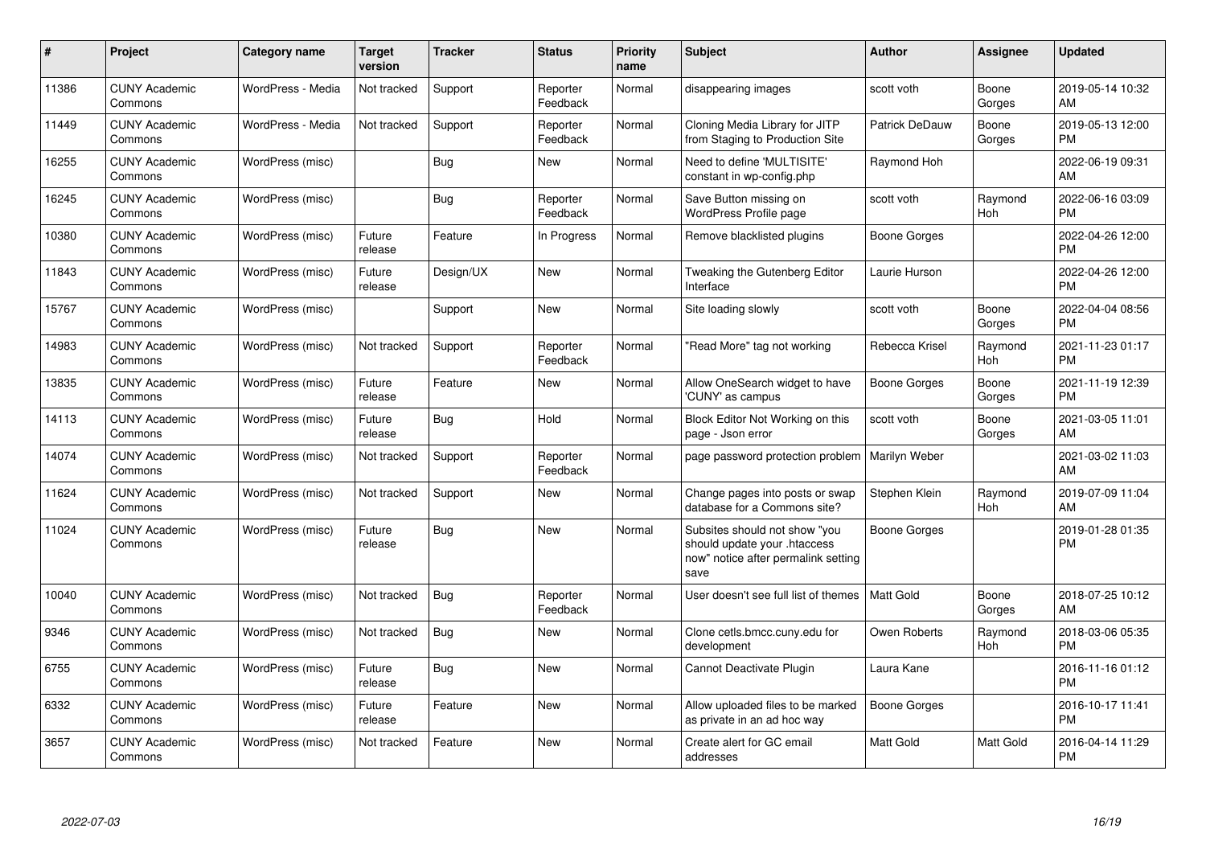| # | Project | Category name | Target version | Tracker | Status | Priority name | Subject | Author | Assignee | Updated |
|---|---|---|---|---|---|---|---|---|---|---|
| 11386 | CUNY Academic Commons | WordPress - Media | Not tracked | Support | Reporter Feedback | Normal | disappearing images | scott voth | Boone Gorges | 2019-05-14 10:32 AM |
| 11449 | CUNY Academic Commons | WordPress - Media | Not tracked | Support | Reporter Feedback | Normal | Cloning Media Library for JITP from Staging to Production Site | Patrick DeDauw | Boone Gorges | 2019-05-13 12:00 PM |
| 16255 | CUNY Academic Commons | WordPress (misc) | | Bug | New | Normal | Need to define 'MULTISITE' constant in wp-config.php | Raymond Hoh | | 2022-06-19 09:31 AM |
| 16245 | CUNY Academic Commons | WordPress (misc) | | Bug | Reporter Feedback | Normal | Save Button missing on WordPress Profile page | scott voth | Raymond Hoh | 2022-06-16 03:09 PM |
| 10380 | CUNY Academic Commons | WordPress (misc) | Future release | Feature | In Progress | Normal | Remove blacklisted plugins | Boone Gorges | | 2022-04-26 12:00 PM |
| 11843 | CUNY Academic Commons | WordPress (misc) | Future release | Design/UX | New | Normal | Tweaking the Gutenberg Editor Interface | Laurie Hurson | | 2022-04-26 12:00 PM |
| 15767 | CUNY Academic Commons | WordPress (misc) | | Support | New | Normal | Site loading slowly | scott voth | Boone Gorges | 2022-04-04 08:56 PM |
| 14983 | CUNY Academic Commons | WordPress (misc) | Not tracked | Support | Reporter Feedback | Normal | "Read More" tag not working | Rebecca Krisel | Raymond Hoh | 2021-11-23 01:17 PM |
| 13835 | CUNY Academic Commons | WordPress (misc) | Future release | Feature | New | Normal | Allow OneSearch widget to have 'CUNY' as campus | Boone Gorges | Boone Gorges | 2021-11-19 12:39 PM |
| 14113 | CUNY Academic Commons | WordPress (misc) | Future release | Bug | Hold | Normal | Block Editor Not Working on this page - Json error | scott voth | Boone Gorges | 2021-03-05 11:01 AM |
| 14074 | CUNY Academic Commons | WordPress (misc) | Not tracked | Support | Reporter Feedback | Normal | page password protection problem | Marilyn Weber | | 2021-03-02 11:03 AM |
| 11624 | CUNY Academic Commons | WordPress (misc) | Not tracked | Support | New | Normal | Change pages into posts or swap database for a Commons site? | Stephen Klein | Raymond Hoh | 2019-07-09 11:04 AM |
| 11024 | CUNY Academic Commons | WordPress (misc) | Future release | Bug | New | Normal | Subsites should not show "you should update your .htaccess now" notice after permalink setting save | Boone Gorges | | 2019-01-28 01:35 PM |
| 10040 | CUNY Academic Commons | WordPress (misc) | Not tracked | Bug | Reporter Feedback | Normal | User doesn't see full list of themes | Matt Gold | Boone Gorges | 2018-07-25 10:12 AM |
| 9346 | CUNY Academic Commons | WordPress (misc) | Not tracked | Bug | New | Normal | Clone cetls.bmcc.cuny.edu for development | Owen Roberts | Raymond Hoh | 2018-03-06 05:35 PM |
| 6755 | CUNY Academic Commons | WordPress (misc) | Future release | Bug | New | Normal | Cannot Deactivate Plugin | Laura Kane | | 2016-11-16 01:12 PM |
| 6332 | CUNY Academic Commons | WordPress (misc) | Future release | Feature | New | Normal | Allow uploaded files to be marked as private in an ad hoc way | Boone Gorges | | 2016-10-17 11:41 PM |
| 3657 | CUNY Academic Commons | WordPress (misc) | Not tracked | Feature | New | Normal | Create alert for GC email addresses | Matt Gold | Matt Gold | 2016-04-14 11:29 PM |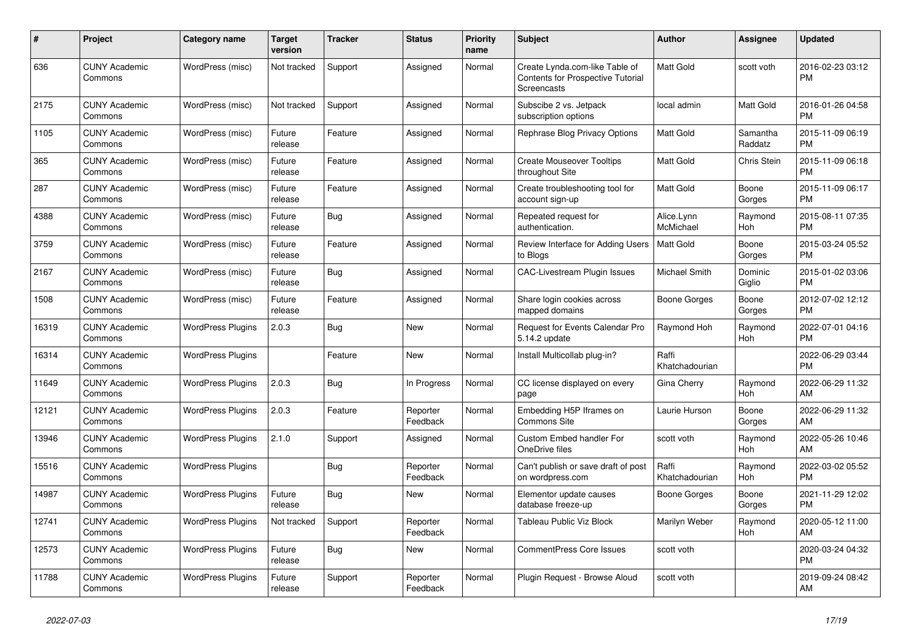| # | Project | Category name | Target version | Tracker | Status | Priority name | Subject | Author | Assignee | Updated |
|---|---|---|---|---|---|---|---|---|---|---|
| 636 | CUNY Academic Commons | WordPress (misc) | Not tracked | Support | Assigned | Normal | Create Lynda.com-like Table of Contents for Prospective Tutorial Screencasts | Matt Gold | scott voth | 2016-02-23 03:12 PM |
| 2175 | CUNY Academic Commons | WordPress (misc) | Not tracked | Support | Assigned | Normal | Subscibe 2 vs. Jetpack subscription options | local admin | Matt Gold | 2016-01-26 04:58 PM |
| 1105 | CUNY Academic Commons | WordPress (misc) | Future release | Feature | Assigned | Normal | Rephrase Blog Privacy Options | Matt Gold | Samantha Raddatz | 2015-11-09 06:19 PM |
| 365 | CUNY Academic Commons | WordPress (misc) | Future release | Feature | Assigned | Normal | Create Mouseover Tooltips throughout Site | Matt Gold | Chris Stein | 2015-11-09 06:18 PM |
| 287 | CUNY Academic Commons | WordPress (misc) | Future release | Feature | Assigned | Normal | Create troubleshooting tool for account sign-up | Matt Gold | Boone Gorges | 2015-11-09 06:17 PM |
| 4388 | CUNY Academic Commons | WordPress (misc) | Future release | Bug | Assigned | Normal | Repeated request for authentication. | Alice.Lynn McMichael | Raymond Hoh | 2015-08-11 07:35 PM |
| 3759 | CUNY Academic Commons | WordPress (misc) | Future release | Feature | Assigned | Normal | Review Interface for Adding Users to Blogs | Matt Gold | Boone Gorges | 2015-03-24 05:52 PM |
| 2167 | CUNY Academic Commons | WordPress (misc) | Future release | Bug | Assigned | Normal | CAC-Livestream Plugin Issues | Michael Smith | Dominic Giglio | 2015-01-02 03:06 PM |
| 1508 | CUNY Academic Commons | WordPress (misc) | Future release | Feature | Assigned | Normal | Share login cookies across mapped domains | Boone Gorges | Boone Gorges | 2012-07-02 12:12 PM |
| 16319 | CUNY Academic Commons | WordPress Plugins | 2.0.3 | Bug | New | Normal | Request for Events Calendar Pro 5.14.2 update | Raymond Hoh | Raymond Hoh | 2022-07-01 04:16 PM |
| 16314 | CUNY Academic Commons | WordPress Plugins | | Feature | New | Normal | Install Multicollab plug-in? | Raffi Khatchadourian | | 2022-06-29 03:44 PM |
| 11649 | CUNY Academic Commons | WordPress Plugins | 2.0.3 | Bug | In Progress | Normal | CC license displayed on every page | Gina Cherry | Raymond Hoh | 2022-06-29 11:32 AM |
| 12121 | CUNY Academic Commons | WordPress Plugins | 2.0.3 | Feature | Reporter Feedback | Normal | Embedding H5P Iframes on Commons Site | Laurie Hurson | Boone Gorges | 2022-06-29 11:32 AM |
| 13946 | CUNY Academic Commons | WordPress Plugins | 2.1.0 | Support | Assigned | Normal | Custom Embed handler For OneDrive files | scott voth | Raymond Hoh | 2022-05-26 10:46 AM |
| 15516 | CUNY Academic Commons | WordPress Plugins | | Bug | Reporter Feedback | Normal | Can't publish or save draft of post on wordpress.com | Raffi Khatchadourian | Raymond Hoh | 2022-03-02 05:52 PM |
| 14987 | CUNY Academic Commons | WordPress Plugins | Future release | Bug | New | Normal | Elementor update causes database freeze-up | Boone Gorges | Boone Gorges | 2021-11-29 12:02 PM |
| 12741 | CUNY Academic Commons | WordPress Plugins | Not tracked | Support | Reporter Feedback | Normal | Tableau Public Viz Block | Marilyn Weber | Raymond Hoh | 2020-05-12 11:00 AM |
| 12573 | CUNY Academic Commons | WordPress Plugins | Future release | Bug | New | Normal | CommentPress Core Issues | scott voth | | 2020-03-24 04:32 PM |
| 11788 | CUNY Academic Commons | WordPress Plugins | Future release | Support | Reporter Feedback | Normal | Plugin Request - Browse Aloud | scott voth | | 2019-09-24 08:42 AM |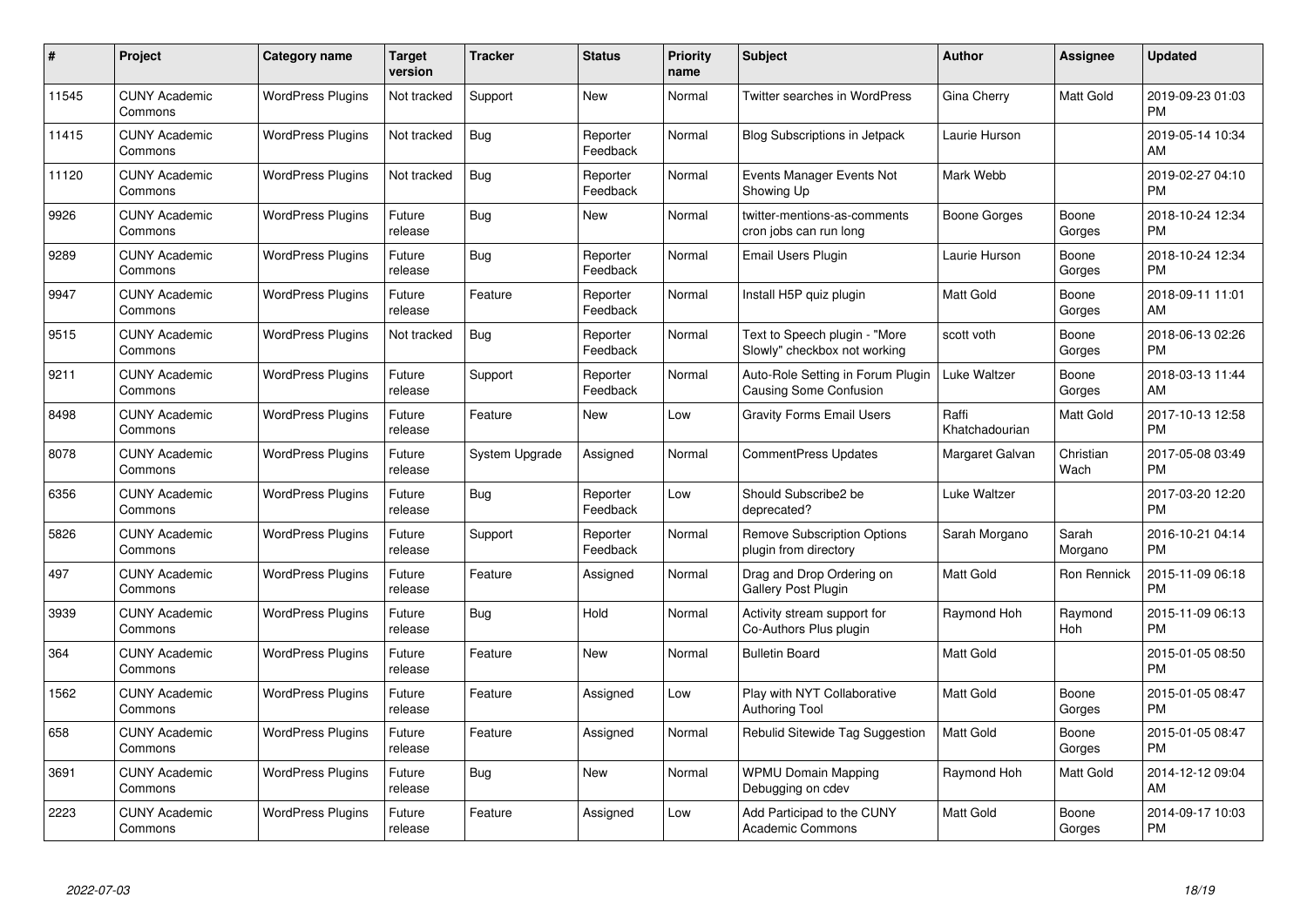| # | Project | Category name | Target version | Tracker | Status | Priority name | Subject | Author | Assignee | Updated |
|---|---|---|---|---|---|---|---|---|---|---|
| 11545 | CUNY Academic Commons | WordPress Plugins | Not tracked | Support | New | Normal | Twitter searches in WordPress | Gina Cherry | Matt Gold | 2019-09-23 01:03 PM |
| 11415 | CUNY Academic Commons | WordPress Plugins | Not tracked | Bug | Reporter Feedback | Normal | Blog Subscriptions in Jetpack | Laurie Hurson | | 2019-05-14 10:34 AM |
| 11120 | CUNY Academic Commons | WordPress Plugins | Not tracked | Bug | Reporter Feedback | Normal | Events Manager Events Not Showing Up | Mark Webb | | 2019-02-27 04:10 PM |
| 9926 | CUNY Academic Commons | WordPress Plugins | Future release | Bug | New | Normal | twitter-mentions-as-comments cron jobs can run long | Boone Gorges | Boone Gorges | 2018-10-24 12:34 PM |
| 9289 | CUNY Academic Commons | WordPress Plugins | Future release | Bug | Reporter Feedback | Normal | Email Users Plugin | Laurie Hurson | Boone Gorges | 2018-10-24 12:34 PM |
| 9947 | CUNY Academic Commons | WordPress Plugins | Future release | Feature | Reporter Feedback | Normal | Install H5P quiz plugin | Matt Gold | Boone Gorges | 2018-09-11 11:01 AM |
| 9515 | CUNY Academic Commons | WordPress Plugins | Not tracked | Bug | Reporter Feedback | Normal | Text to Speech plugin - "More Slowly" checkbox not working | scott voth | Boone Gorges | 2018-06-13 02:26 PM |
| 9211 | CUNY Academic Commons | WordPress Plugins | Future release | Support | Reporter Feedback | Normal | Auto-Role Setting in Forum Plugin Causing Some Confusion | Luke Waltzer | Boone Gorges | 2018-03-13 11:44 AM |
| 8498 | CUNY Academic Commons | WordPress Plugins | Future release | Feature | New | Low | Gravity Forms Email Users | Raffi Khatchadourian | Matt Gold | 2017-10-13 12:58 PM |
| 8078 | CUNY Academic Commons | WordPress Plugins | Future release | System Upgrade | Assigned | Normal | CommentPress Updates | Margaret Galvan | Christian Wach | 2017-05-08 03:49 PM |
| 6356 | CUNY Academic Commons | WordPress Plugins | Future release | Bug | Reporter Feedback | Low | Should Subscribe2 be deprecated? | Luke Waltzer | | 2017-03-20 12:20 PM |
| 5826 | CUNY Academic Commons | WordPress Plugins | Future release | Support | Reporter Feedback | Normal | Remove Subscription Options plugin from directory | Sarah Morgano | Sarah Morgano | 2016-10-21 04:14 PM |
| 497 | CUNY Academic Commons | WordPress Plugins | Future release | Feature | Assigned | Normal | Drag and Drop Ordering on Gallery Post Plugin | Matt Gold | Ron Rennick | 2015-11-09 06:18 PM |
| 3939 | CUNY Academic Commons | WordPress Plugins | Future release | Bug | Hold | Normal | Activity stream support for Co-Authors Plus plugin | Raymond Hoh | Raymond Hoh | 2015-11-09 06:13 PM |
| 364 | CUNY Academic Commons | WordPress Plugins | Future release | Feature | New | Normal | Bulletin Board | Matt Gold | | 2015-01-05 08:50 PM |
| 1562 | CUNY Academic Commons | WordPress Plugins | Future release | Feature | Assigned | Low | Play with NYT Collaborative Authoring Tool | Matt Gold | Boone Gorges | 2015-01-05 08:47 PM |
| 658 | CUNY Academic Commons | WordPress Plugins | Future release | Feature | Assigned | Normal | Rebulid Sitewide Tag Suggestion | Matt Gold | Boone Gorges | 2015-01-05 08:47 PM |
| 3691 | CUNY Academic Commons | WordPress Plugins | Future release | Bug | New | Normal | WPMU Domain Mapping Debugging on cdev | Raymond Hoh | Matt Gold | 2014-12-12 09:04 AM |
| 2223 | CUNY Academic Commons | WordPress Plugins | Future release | Feature | Assigned | Low | Add Participad to the CUNY Academic Commons | Matt Gold | Boone Gorges | 2014-09-17 10:03 PM |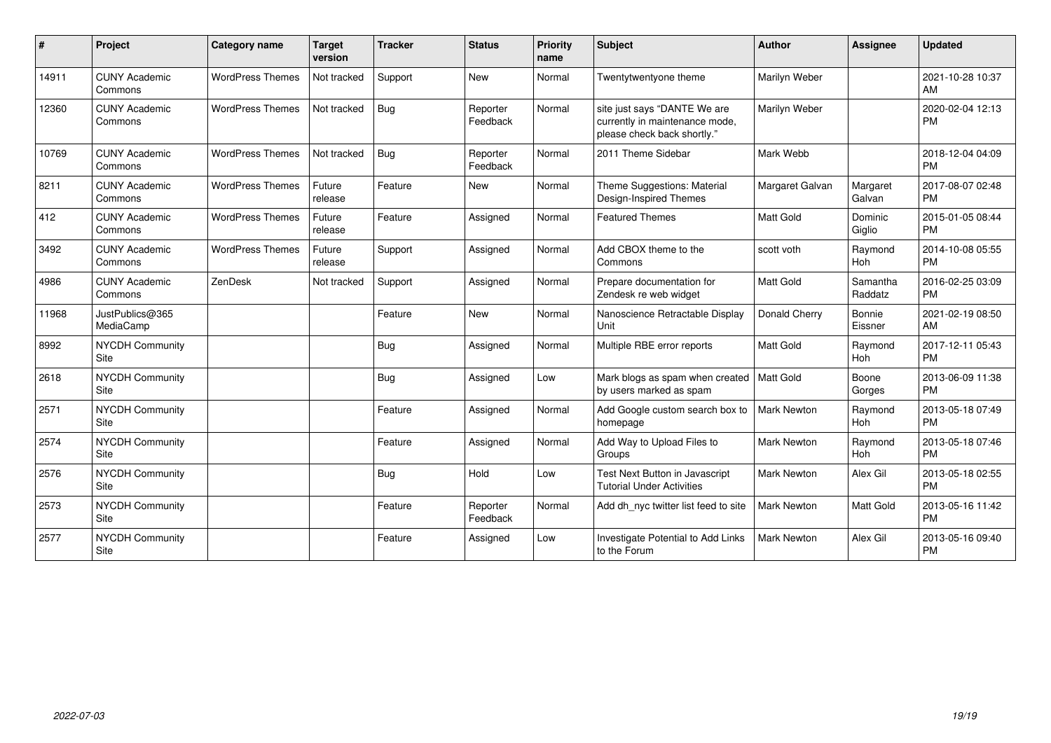| # | Project | Category name | Target version | Tracker | Status | Priority name | Subject | Author | Assignee | Updated |
|---|---|---|---|---|---|---|---|---|---|---|
| 14911 | CUNY Academic Commons | WordPress Themes | Not tracked | Support | New | Normal | Twentytwentyone theme | Marilyn Weber | | 2021-10-28 10:37 AM |
| 12360 | CUNY Academic Commons | WordPress Themes | Not tracked | Bug | Reporter Feedback | Normal | site just says "DANTE We are currently in maintenance mode, please check back shortly." | Marilyn Weber | | 2020-02-04 12:13 PM |
| 10769 | CUNY Academic Commons | WordPress Themes | Not tracked | Bug | Reporter Feedback | Normal | 2011 Theme Sidebar | Mark Webb | | 2018-12-04 04:09 PM |
| 8211 | CUNY Academic Commons | WordPress Themes | Future release | Feature | New | Normal | Theme Suggestions: Material Design-Inspired Themes | Margaret Galvan | Margaret Galvan | 2017-08-07 02:48 PM |
| 412 | CUNY Academic Commons | WordPress Themes | Future release | Feature | Assigned | Normal | Featured Themes | Matt Gold | Dominic Giglio | 2015-01-05 08:44 PM |
| 3492 | CUNY Academic Commons | WordPress Themes | Future release | Support | Assigned | Normal | Add CBOX theme to the Commons | scott voth | Raymond Hoh | 2014-10-08 05:55 PM |
| 4986 | CUNY Academic Commons | ZenDesk | Not tracked | Support | Assigned | Normal | Prepare documentation for Zendesk re web widget | Matt Gold | Samantha Raddatz | 2016-02-25 03:09 PM |
| 11968 | JustPublics@365 MediaCamp | | | Feature | New | Normal | Nanoscience Retractable Display Unit | Donald Cherry | Bonnie Eissner | 2021-02-19 08:50 AM |
| 8992 | NYCDH Community Site | | | Bug | Assigned | Normal | Multiple RBE error reports | Matt Gold | Raymond Hoh | 2017-12-11 05:43 PM |
| 2618 | NYCDH Community Site | | | Bug | Assigned | Low | Mark blogs as spam when created by users marked as spam | Matt Gold | Boone Gorges | 2013-06-09 11:38 PM |
| 2571 | NYCDH Community Site | | | Feature | Assigned | Normal | Add Google custom search box to homepage | Mark Newton | Raymond Hoh | 2013-05-18 07:49 PM |
| 2574 | NYCDH Community Site | | | Feature | Assigned | Normal | Add Way to Upload Files to Groups | Mark Newton | Raymond Hoh | 2013-05-18 07:46 PM |
| 2576 | NYCDH Community Site | | | Bug | Hold | Low | Test Next Button in Javascript Tutorial Under Activities | Mark Newton | Alex Gil | 2013-05-18 02:55 PM |
| 2573 | NYCDH Community Site | | | Feature | Reporter Feedback | Normal | Add dh_nyc twitter list feed to site | Mark Newton | Matt Gold | 2013-05-16 11:42 PM |
| 2577 | NYCDH Community Site | | | Feature | Assigned | Low | Investigate Potential to Add Links to the Forum | Mark Newton | Alex Gil | 2013-05-16 09:40 PM |